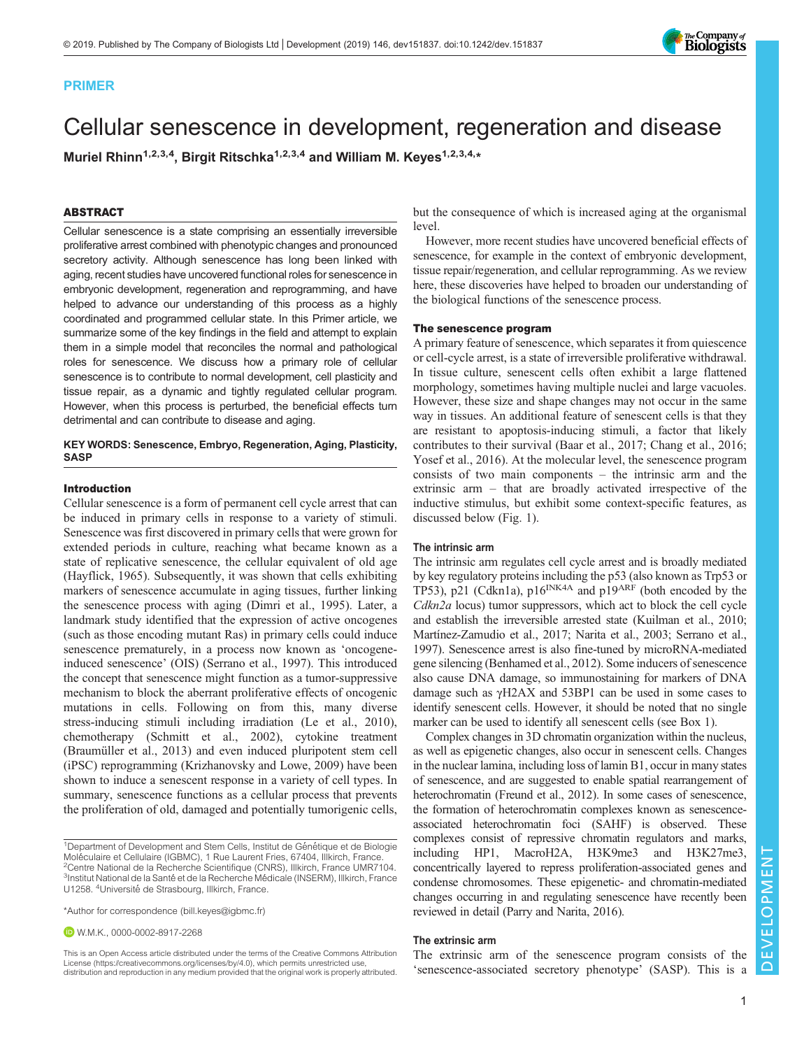PRIMER

# Cellular senescence in development, regeneration and disease

**Muriel Rhinn[1,2,3,4], Birgit Ritschka[1,2,3,4] and William M. Keyes[1,2,3,4,*]**

## ABSTRACT

Cellular senescence is a state comprising an essentially irreversible proliferative arrest combined with phenotypic changes and pronounced secretory activity. Although senescence has long been linked with aging, recent studies have uncovered functional roles for senescence in embryonic development, regeneration and reprogramming, and have helped to advance our understanding of this process as a highly coordinated and programmed cellular state. In this Primer article, we summarize some of the key findings in the field and attempt to explain them in a simple model that reconciles the normal and pathological roles for senescence. We discuss how a primary role of cellular senescence is to contribute to normal development, cell plasticity and tissue repair, as a dynamic and tightly regulated cellular program. However, when this process is perturbed, the beneficial effects turn detrimental and can contribute to disease and aging.

**KEY WORDS: Senescence, Embryo, Regeneration, Aging, Plasticity, SASP**

## Introduction

Cellular senescence is a form of permanent cell cycle arrest that can be induced in primary cells in response to a variety of stimuli. Senescence was first discovered in primary cells that were grown for extended periods in culture, reaching what became known as a state of replicative senescence, the cellular equivalent of old age (Hayflick, 1965). Subsequently, it was shown that cells exhibiting markers of senescence accumulate in aging tissues, further linking the senescence process with aging (Dimri et al., 1995). Later, a landmark study identified that the expression of active oncogenes (such as those encoding mutant Ras) in primary cells could induce senescence prematurely, in a process now known as 'oncogene-induced senescence' (OIS) (Serrano et al., 1997). This introduced the concept that senescence might function as a tumor-suppressive mechanism to block the aberrant proliferative effects of oncogenic mutations in cells. Following on from this, many diverse stress-inducing stimuli including irradiation (Le et al., 2010), chemotherapy (Schmitt et al., 2002), cytokine treatment (Braumüller et al., 2013) and even induced pluripotent stem cell (iPSC) reprogramming (Krizhanovsky and Lowe, 2009) have been shown to induce a senescent response in a variety of cell types. In summary, senescence functions as a cellular process that prevents the proliferation of old, damaged and potentially tumorigenic cells, but the consequence of which is increased aging at the organismal level.

However, more recent studies have uncovered beneficial effects of senescence, for example in the context of embryonic development, tissue repair/regeneration, and cellular reprogramming. As we review here, these discoveries have helped to broaden our understanding of the biological functions of the senescence process.

### The senescence program

A primary feature of senescence, which separates it from quiescence or cell-cycle arrest, is a state of irreversible proliferative withdrawal. In tissue culture, senescent cells often exhibit a large flattened morphology, sometimes having multiple nuclei and large vacuoles. However, these size and shape changes may not occur in the same way in tissues. An additional feature of senescent cells is that they are resistant to apoptosis-inducing stimuli, a factor that likely contributes to their survival (Baar et al., 2017; Chang et al., 2016; Yosef et al., 2016). At the molecular level, the senescence program consists of two main components – the intrinsic arm and the extrinsic arm – that are broadly activated irrespective of the inductive stimulus, but exhibit some context-specific features, as discussed below (Fig. 1).

### The intrinsic arm

The intrinsic arm regulates cell cycle arrest and is broadly mediated by key regulatory proteins including the p53 (also known as Trp53 or TP53), p21 (Cdkn1a), p16$^{INK4A}$ and p19$^{ARF}$ (both encoded by the *Cdkn2a* locus) tumor suppressors, which act to block the cell cycle and establish the irreversible arrested state (Kuilman et al., 2010; Martínez-Zamudio et al., 2017; Narita et al., 2003; Serrano et al., 1997). Senescence arrest is also fine-tuned by microRNA-mediated gene silencing (Benhamed et al., 2012). Some inducers of senescence also cause DNA damage, so immunostaining for markers of DNA damage such as γH2AX and 53BP1 can be used in some cases to identify senescent cells. However, it should be noted that no single marker can be used to identify all senescent cells (see Box 1).

Complex changes in 3D chromatin organization within the nucleus, as well as epigenetic changes, also occur in senescent cells. Changes in the nuclear lamina, including loss of lamin B1, occur in many states of senescence, and are suggested to enable spatial rearrangement of heterochromatin (Freund et al., 2012). In some cases of senescence, the formation of heterochromatin complexes known as senescence-associated heterochromatin foci (SAHF) is observed. These complexes consist of repressive chromatin regulators and marks, including HP1, MacroH2A, H3K9me3 and H3K27me3, concentrically layered to repress proliferation-associated genes and condense chromosomes. These epigenetic- and chromatin-mediated changes occurring in and regulating senescence have recently been reviewed in detail (Parry and Narita, 2016).

### The extrinsic arm

The extrinsic arm of the senescence program consists of the 'senescence-associated secretory phenotype' (SASP). This is a

---

[1]Department of Development and Stem Cells, Institut de Génétique et de Biologie Moléculaire et Cellulaire (IGBMC), 1 Rue Laurent Fries, 67404, Illkirch, France. [2]Centre National de la Recherche Scientifique (CNRS), Illkirch, France UMR7104. [3]Institut National de la Santé et de la Recherche Médicale (INSERM), Illkirch, France U1258. [4]Université de Strasbourg, Illkirch, France.

*Author for correspondence (bill.keyes@igbmc.fr)

W.M.K., 0000-0002-8917-2268

This is an Open Access article distributed under the terms of the Creative Commons Attribution License (https://creativecommons.org/licenses/by/4.0), which permits unrestricted use, distribution and reproduction in any medium provided that the original work is properly attributed.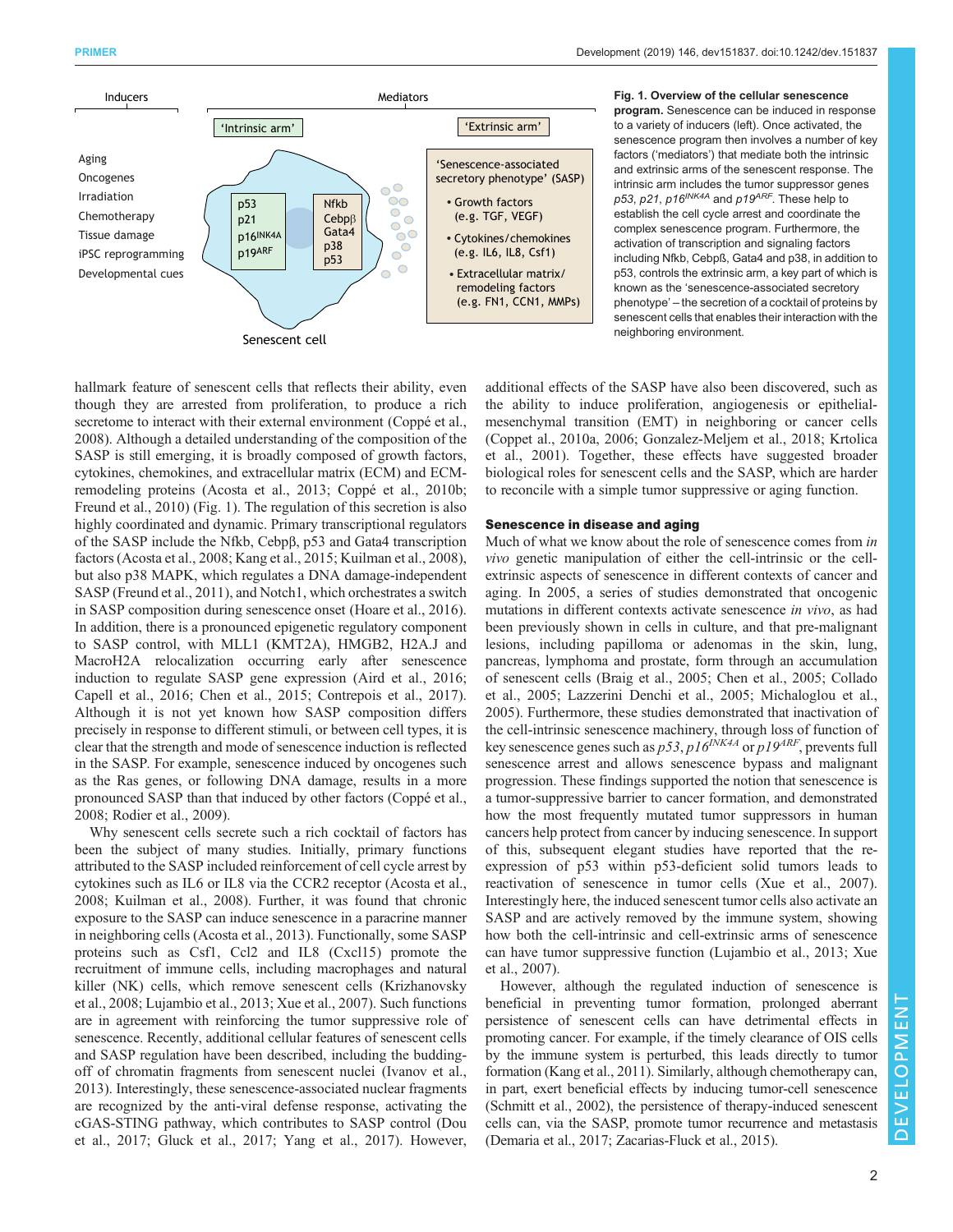Inducers

Mediators

'Intrinsic arm'

'Extrinsic arm'

Aging
Oncogenes
Irradiation
Chemotherapy
Tissue damage
iPSC reprogramming
Developmental cues

p53
p21
p16INK4A
p19ARF

Nfkb
Cebpβ
Gata4
p38
p53

'Senescence-associated secretory phenotype' (SASP)

- Growth factors (e.g. TGF, VEGF)
- Cytokines/chemokines (e.g. IL6, IL8, Csf1)
- Extracellular matrix/ remodeling factors (e.g. FN1, CCN1, MMPs)

Senescent cell

**Fig. 1. Overview of the cellular senescence program.** Senescence can be induced in response to a variety of inducers (left). Once activated, the senescence program then involves a number of key factors ('mediators') that mediate both the intrinsic and extrinsic arms of the senescent response. The intrinsic arm includes the tumor suppressor genes *p53*, *p21*, *p16INK4A* and *p19ARF*. These help to establish the cell cycle arrest and coordinate the complex senescence program. Furthermore, the activation of transcription and signaling factors including Nfkb, Cebpß, Gata4 and p38, in addition to p53, controls the extrinsic arm, a key part of which is known as the 'senescence-associated secretory phenotype' – the secretion of a cocktail of proteins by senescent cells that enables their interaction with the neighboring environment.

hallmark feature of senescent cells that reflects their ability, even though they are arrested from proliferation, to produce a rich secretome to interact with their external environment (Coppé et al., 2008). Although a detailed understanding of the composition of the SASP is still emerging, it is broadly composed of growth factors, cytokines, chemokines, and extracellular matrix (ECM) and ECM-remodeling proteins (Acosta et al., 2013; Coppé et al., 2010b; Freund et al., 2010) (Fig. 1). The regulation of this secretion is also highly coordinated and dynamic. Primary transcriptional regulators of the SASP include the Nfkb, Cebpβ, p53 and Gata4 transcription factors (Acosta et al., 2008; Kang et al., 2015; Kuilman et al., 2008), but also p38 MAPK, which regulates a DNA damage-independent SASP (Freund et al., 2011), and Notch1, which orchestrates a switch in SASP composition during senescence onset (Hoare et al., 2016). In addition, there is a pronounced epigenetic regulatory component to SASP control, with MLL1 (KMT2A), HMGB2, H2A.J and MacroH2A relocalization occurring early after senescence induction to regulate SASP gene expression (Aird et al., 2016; Capell et al., 2016; Chen et al., 2015; Contrepois et al., 2017). Although it is not yet known how SASP composition differs precisely in response to different stimuli, or between cell types, it is clear that the strength and mode of senescence induction is reflected in the SASP. For example, senescence induced by oncogenes such as the Ras genes, or following DNA damage, results in a more pronounced SASP than that induced by other factors (Coppé et al., 2008; Rodier et al., 2009).

Why senescent cells secrete such a rich cocktail of factors has been the subject of many studies. Initially, primary functions attributed to the SASP included reinforcement of cell cycle arrest by cytokines such as IL6 or IL8 via the CCR2 receptor (Acosta et al., 2008; Kuilman et al., 2008). Further, it was found that chronic exposure to the SASP can induce senescence in a paracrine manner in neighboring cells (Acosta et al., 2013). Functionally, some SASP proteins such as Csf1, Ccl2 and IL8 (Cxcl15) promote the recruitment of immune cells, including macrophages and natural killer (NK) cells, which remove senescent cells (Krizhanovsky et al., 2008; Lujambio et al., 2013; Xue et al., 2007). Such functions are in agreement with reinforcing the tumor suppressive role of senescence. Recently, additional cellular features of senescent cells and SASP regulation have been described, including the budding-off of chromatin fragments from senescent nuclei (Ivanov et al., 2013). Interestingly, these senescence-associated nuclear fragments are recognized by the anti-viral defense response, activating the cGAS-STING pathway, which contributes to SASP control (Dou et al., 2017; Gluck et al., 2017; Yang et al., 2017). However, additional effects of the SASP have also been discovered, such as the ability to induce proliferation, angiogenesis or epithelial-mesenchymal transition (EMT) in neighboring or cancer cells (Coppet al., 2010a, 2006; Gonzalez-Meljem et al., 2018; Krtolica et al., 2001). Together, these effects have suggested broader biological roles for senescent cells and the SASP, which are harder to reconcile with a simple tumor suppressive or aging function.

## Senescence in disease and aging

Much of what we know about the role of senescence comes from *in vivo* genetic manipulation of either the cell-intrinsic or the cell-extrinsic aspects of senescence in different contexts of cancer and aging. In 2005, a series of studies demonstrated that oncogenic mutations in different contexts activate senescence *in vivo*, as had been previously shown in cells in culture, and that pre-malignant lesions, including papilloma or adenomas in the skin, lung, pancreas, lymphoma and prostate, form through an accumulation of senescent cells (Braig et al., 2005; Chen et al., 2005; Collado et al., 2005; Lazzerini Denchi et al., 2005; Michaloglou et al., 2005). Furthermore, these studies demonstrated that inactivation of the cell-intrinsic senescence machinery, through loss of function of key senescence genes such as *p53*, *p16INK4A* or *p19ARF*, prevents full senescence arrest and allows senescence bypass and malignant progression. These findings supported the notion that senescence is a tumor-suppressive barrier to cancer formation, and demonstrated how the most frequently mutated tumor suppressors in human cancers help protect from cancer by inducing senescence. In support of this, subsequent elegant studies have reported that the re-expression of p53 within p53-deficient solid tumors leads to reactivation of senescence in tumor cells (Xue et al., 2007). Interestingly here, the induced senescent tumor cells also activate an SASP and are actively removed by the immune system, showing how both the cell-intrinsic and cell-extrinsic arms of senescence can have tumor suppressive function (Lujambio et al., 2013; Xue et al., 2007).

However, although the regulated induction of senescence is beneficial in preventing tumor formation, prolonged aberrant persistence of senescent cells can have detrimental effects in promoting cancer. For example, if the timely clearance of OIS cells by the immune system is perturbed, this leads directly to tumor formation (Kang et al., 2011). Similarly, although chemotherapy can, in part, exert beneficial effects by inducing tumor-cell senescence (Schmitt et al., 2002), the persistence of therapy-induced senescent cells can, via the SASP, promote tumor recurrence and metastasis (Demaria et al., 2017; Zacarias-Fluck et al., 2015).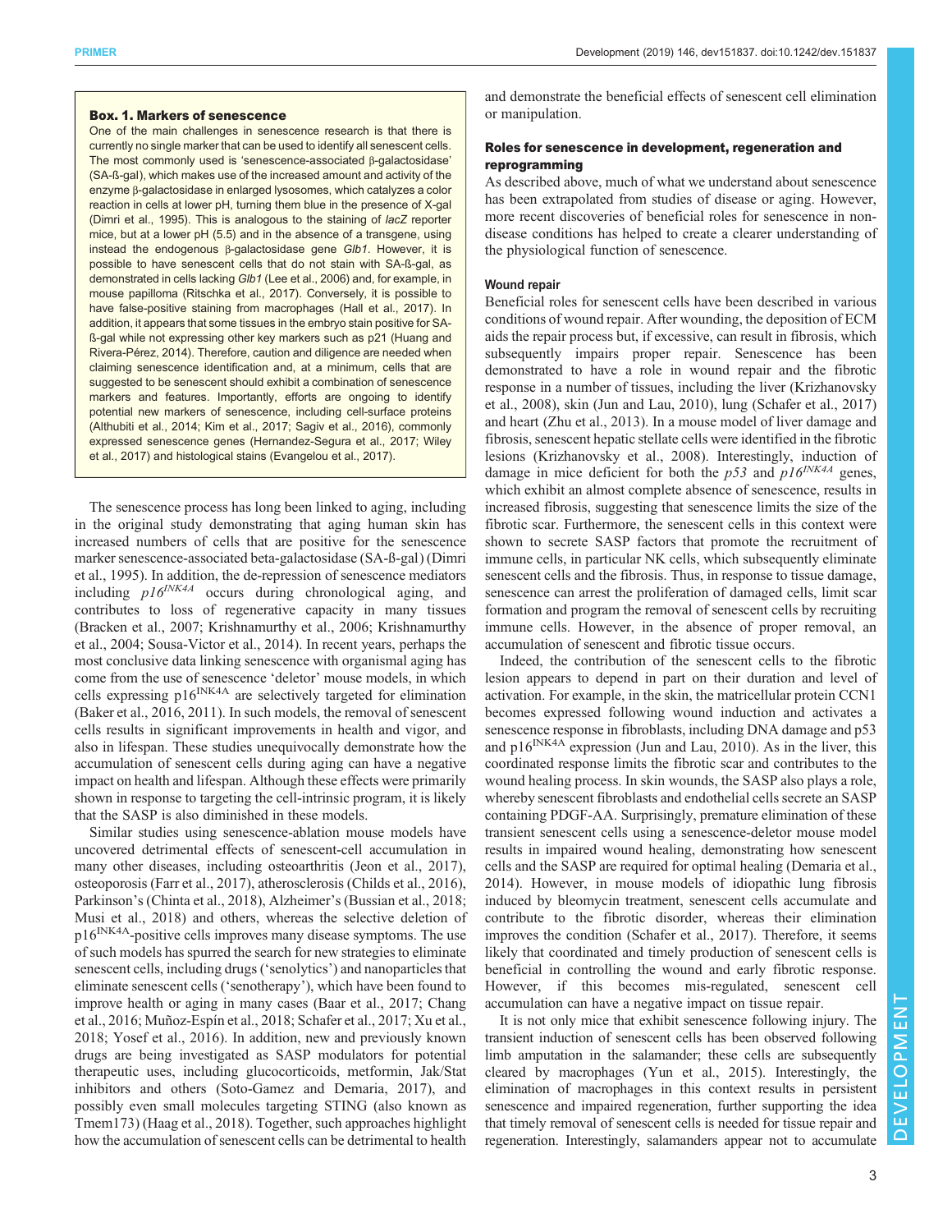### Box. 1. Markers of senescence

One of the main challenges in senescence research is that there is currently no single marker that can be used to identify all senescent cells. The most commonly used is 'senescence-associated β-galactosidase' (SA-ß-gal), which makes use of the increased amount and activity of the enzyme β-galactosidase in enlarged lysosomes, which catalyzes a color reaction in cells at lower pH, turning them blue in the presence of X-gal (Dimri et al., 1995). This is analogous to the staining of *lacZ* reporter mice, but at a lower pH (5.5) and in the absence of a transgene, using instead the endogenous β-galactosidase gene *Glb1*. However, it is possible to have senescent cells that do not stain with SA-ß-gal, as demonstrated in cells lacking *Glb1* (Lee et al., 2006) and, for example, in mouse papilloma (Ritschka et al., 2017). Conversely, it is possible to have false-positive staining from macrophages (Hall et al., 2017). In addition, it appears that some tissues in the embryo stain positive for SA-ß-gal while not expressing other key markers such as p21 (Huang and Rivera-Pérez, 2014). Therefore, caution and diligence are needed when claiming senescence identification and, at a minimum, cells that are suggested to be senescent should exhibit a combination of senescence markers and features. Importantly, efforts are ongoing to identify potential new markers of senescence, including cell-surface proteins (Althubiti et al., 2014; Kim et al., 2017; Sagiv et al., 2016), commonly expressed senescence genes (Hernandez-Segura et al., 2017; Wiley et al., 2017) and histological stains (Evangelou et al., 2017).

The senescence process has long been linked to aging, including in the original study demonstrating that aging human skin has increased numbers of cells that are positive for the senescence marker senescence-associated beta-galactosidase (SA-ß-gal) (Dimri et al., 1995). In addition, the de-repression of senescence mediators including *p16^INK4A^* occurs during chronological aging, and contributes to loss of regenerative capacity in many tissues (Bracken et al., 2007; Krishnamurthy et al., 2006; Krishnamurthy et al., 2004; Sousa-Victor et al., 2014). In recent years, perhaps the most conclusive data linking senescence with organismal aging has come from the use of senescence 'deletor' mouse models, in which cells expressing $p16^{INK4A}$ are selectively targeted for elimination (Baker et al., 2016, 2011). In such models, the removal of senescent cells results in significant improvements in health and vigor, and also in lifespan. These studies unequivocally demonstrate how the accumulation of senescent cells during aging can have a negative impact on health and lifespan. Although these effects were primarily shown in response to targeting the cell-intrinsic program, it is likely that the SASP is also diminished in these models.

Similar studies using senescence-ablation mouse models have uncovered detrimental effects of senescent-cell accumulation in many other diseases, including osteoarthritis (Jeon et al., 2017), osteoporosis (Farr et al., 2017), atherosclerosis (Childs et al., 2016), Parkinson's (Chinta et al., 2018), Alzheimer's (Bussian et al., 2018; Musi et al., 2018) and others, whereas the selective deletion of $p16^{INK4A}$-positive cells improves many disease symptoms. The use of such models has spurred the search for new strategies to eliminate senescent cells, including drugs ('senolytics') and nanoparticles that eliminate senescent cells ('senotherapy'), which have been found to improve health or aging in many cases (Baar et al., 2017; Chang et al., 2016; Muñoz-Espín et al., 2018; Schafer et al., 2017; Xu et al., 2018; Yosef et al., 2016). In addition, new and previously known drugs are being investigated as SASP modulators for potential therapeutic uses, including glucocorticoids, metformin, Jak/Stat inhibitors and others (Soto-Gamez and Demaria, 2017), and possibly even small molecules targeting STING (also known as Tmem173) (Haag et al., 2018). Together, such approaches highlight how the accumulation of senescent cells can be detrimental to health and demonstrate the beneficial effects of senescent cell elimination or manipulation.

## Roles for senescence in development, regeneration and reprogramming

As described above, much of what we understand about senescence has been extrapolated from studies of disease or aging. However, more recent discoveries of beneficial roles for senescence in non-disease conditions has helped to create a clearer understanding of the physiological function of senescence.

### Wound repair

Beneficial roles for senescent cells have been described in various conditions of wound repair. After wounding, the deposition of ECM aids the repair process but, if excessive, can result in fibrosis, which subsequently impairs proper repair. Senescence has been demonstrated to have a role in wound repair and the fibrotic response in a number of tissues, including the liver (Krizhanovsky et al., 2008), skin (Jun and Lau, 2010), lung (Schafer et al., 2017) and heart (Zhu et al., 2013). In a mouse model of liver damage and fibrosis, senescent hepatic stellate cells were identified in the fibrotic lesions (Krizhanovsky et al., 2008). Interestingly, induction of damage in mice deficient for both the *p53* and *p16^INK4A^* genes, which exhibit an almost complete absence of senescence, results in increased fibrosis, suggesting that senescence limits the size of the fibrotic scar. Furthermore, the senescent cells in this context were shown to secrete SASP factors that promote the recruitment of immune cells, in particular NK cells, which subsequently eliminate senescent cells and the fibrosis. Thus, in response to tissue damage, senescence can arrest the proliferation of damaged cells, limit scar formation and program the removal of senescent cells by recruiting immune cells. However, in the absence of proper removal, an accumulation of senescent and fibrotic tissue occurs.

Indeed, the contribution of the senescent cells to the fibrotic lesion appears to depend in part on their duration and level of activation. For example, in the skin, the matricellular protein CCN1 becomes expressed following wound induction and activates a senescence response in fibroblasts, including DNA damage and p53 and $p16^{INK4A}$ expression (Jun and Lau, 2010). As in the liver, this coordinated response limits the fibrotic scar and contributes to the wound healing process. In skin wounds, the SASP also plays a role, whereby senescent fibroblasts and endothelial cells secrete an SASP containing PDGF-AA. Surprisingly, premature elimination of these senescent cells using a senescence-deletor mouse model results in impaired wound healing, demonstrating how senescent cells and the SASP are required for optimal healing (Demaria et al., 2014). However, in mouse models of idiopathic lung fibrosis induced by bleomycin treatment, senescent cells accumulate and contribute to the fibrotic disorder, whereas their elimination improves the condition (Schafer et al., 2017). Therefore, it seems likely that coordinated and timely production of senescent cells is beneficial in controlling the wound and early fibrotic response. However, if this becomes mis-regulated, senescent cell accumulation can have a negative impact on tissue repair.

It is not only mice that exhibit senescence following injury. The transient induction of senescent cells has been observed following limb amputation in the salamander; these cells are subsequently cleared by macrophages (Yun et al., 2015). Interestingly, the elimination of macrophages in this context results in persistent senescence and impaired regeneration, further supporting the idea that timely removal of senescent cells is needed for tissue repair and regeneration. Interestingly, salamanders appear not to accumulate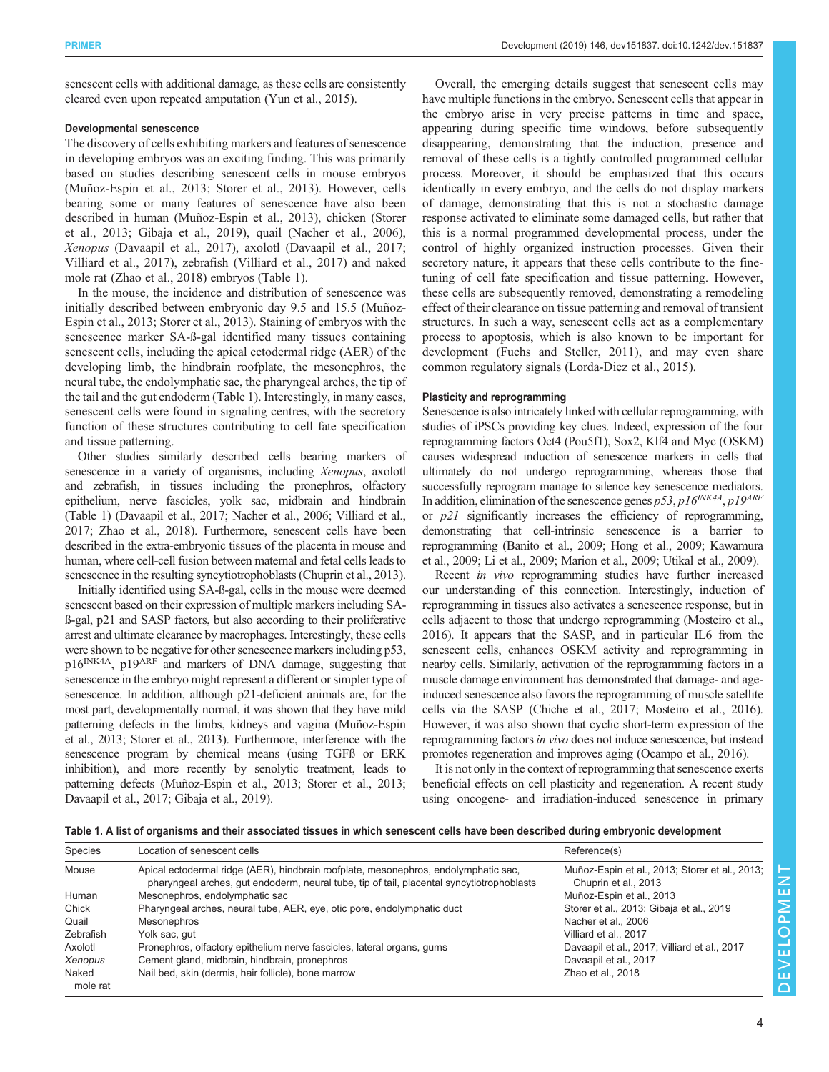senescent cells with additional damage, as these cells are consistently cleared even upon repeated amputation (Yun et al., 2015).

### Developmental senescence

The discovery of cells exhibiting markers and features of senescence in developing embryos was an exciting finding. This was primarily based on studies describing senescent cells in mouse embryos (Muñoz-Espin et al., 2013; Storer et al., 2013). However, cells bearing some or many features of senescence have also been described in human (Muñoz-Espin et al., 2013), chicken (Storer et al., 2013; Gibaja et al., 2019), quail (Nacher et al., 2006), *Xenopus* (Davaapil et al., 2017), axolotl (Davaapil et al., 2017; Villiard et al., 2017), zebrafish (Villiard et al., 2017) and naked mole rat (Zhao et al., 2018) embryos (Table 1).

In the mouse, the incidence and distribution of senescence was initially described between embryonic day 9.5 and 15.5 (Muñoz-Espin et al., 2013; Storer et al., 2013). Staining of embryos with the senescence marker SA-ß-gal identified many tissues containing senescent cells, including the apical ectodermal ridge (AER) of the developing limb, the hindbrain roofplate, the mesonephros, the neural tube, the endolymphatic sac, the pharyngeal arches, the tip of the tail and the gut endoderm (Table 1). Interestingly, in many cases, senescent cells were found in signaling centres, with the secretory function of these structures contributing to cell fate specification and tissue patterning.

Other studies similarly described cells bearing markers of senescence in a variety of organisms, including *Xenopus*, axolotl and zebrafish, in tissues including the pronephros, olfactory epithelium, nerve fascicles, yolk sac, midbrain and hindbrain (Table 1) (Davaapil et al., 2017; Nacher et al., 2006; Villiard et al., 2017; Zhao et al., 2018). Furthermore, senescent cells have been described in the extra-embryonic tissues of the placenta in mouse and human, where cell-cell fusion between maternal and fetal cells leads to senescence in the resulting syncytiotrophoblasts (Chuprin et al., 2013).

Initially identified using SA-ß-gal, cells in the mouse were deemed senescent based on their expression of multiple markers including SA-ß-gal, p21 and SASP factors, but also according to their proliferative arrest and ultimate clearance by macrophages. Interestingly, these cells were shown to be negative for other senescence markers including p53, p16$^{INK4A}$, p19$^{ARF}$ and markers of DNA damage, suggesting that senescence in the embryo might represent a different or simpler type of senescence. In addition, although p21-deficient animals are, for the most part, developmentally normal, it was shown that they have mild patterning defects in the limbs, kidneys and vagina (Muñoz-Espin et al., 2013; Storer et al., 2013). Furthermore, interference with the senescence program by chemical means (using TGFß or ERK inhibition), and more recently by senolytic treatment, leads to patterning defects (Muñoz-Espin et al., 2013; Storer et al., 2013; Davaapil et al., 2017; Gibaja et al., 2019).

Overall, the emerging details suggest that senescent cells may have multiple functions in the embryo. Senescent cells that appear in the embryo arise in very precise patterns in time and space, appearing during specific time windows, before subsequently disappearing, demonstrating that the induction, presence and removal of these cells is a tightly controlled programmed cellular process. Moreover, it should be emphasized that this occurs identically in every embryo, and the cells do not display markers of damage, demonstrating that this is not a stochastic damage response activated to eliminate some damaged cells, but rather that this is a normal programmed developmental process, under the control of highly organized instruction processes. Given their secretory nature, it appears that these cells contribute to the fine-tuning of cell fate specification and tissue patterning. However, these cells are subsequently removed, demonstrating a remodeling effect of their clearance on tissue patterning and removal of transient structures. In such a way, senescent cells act as a complementary process to apoptosis, which is also known to be important for development (Fuchs and Steller, 2011), and may even share common regulatory signals (Lorda-Diez et al., 2015).

### Plasticity and reprogramming

Senescence is also intricately linked with cellular reprogramming, with studies of iPSCs providing key clues. Indeed, expression of the four reprogramming factors Oct4 (Pou5f1), Sox2, Klf4 and Myc (OSKM) causes widespread induction of senescence markers in cells that ultimately do not undergo reprogramming, whereas those that successfully reprogram manage to silence key senescence mediators. In addition, elimination of the senescence genes *p53*, *p16$^{INK4A}$*, *p19$^{ARF}$* or *p21* significantly increases the efficiency of reprogramming, demonstrating that cell-intrinsic senescence is a barrier to reprogramming (Banito et al., 2009; Hong et al., 2009; Kawamura et al., 2009; Li et al., 2009; Marion et al., 2009; Utikal et al., 2009).

Recent *in vivo* reprogramming studies have further increased our understanding of this connection. Interestingly, induction of reprogramming in tissues also activates a senescence response, but in cells adjacent to those that undergo reprogramming (Mosteiro et al., 2016). It appears that the SASP, and in particular IL6 from the senescent cells, enhances OSKM activity and reprogramming in nearby cells. Similarly, activation of the reprogramming factors in a muscle damage environment has demonstrated that damage- and age-induced senescence also favors the reprogramming of muscle satellite cells via the SASP (Chiche et al., 2017; Mosteiro et al., 2016). However, it was also shown that cyclic short-term expression of the reprogramming factors *in vivo* does not induce senescence, but instead promotes regeneration and improves aging (Ocampo et al., 2016).

It is not only in the context of reprogramming that senescence exerts beneficial effects on cell plasticity and regeneration. A recent study using oncogene- and irradiation-induced senescence in primary

**Table 1. A list of organisms and their associated tissues in which senescent cells have been described during embryonic development**

| Species | Location of senescent cells | Reference(s) |
|---|---|---|
| Mouse | Apical ectodermal ridge (AER), hindbrain roofplate, mesonephros, endolymphatic sac, pharyngeal arches, gut endoderm, neural tube, tip of tail, placental syncytiotrophoblasts | Muñoz-Espin et al., 2013; Storer et al., 2013; Chuprin et al., 2013 |
| Human | Mesonephros, endolymphatic sac | Muñoz-Espin et al., 2013 |
| Chick | Pharyngeal arches, neural tube, AER, eye, otic pore, endolymphatic duct | Storer et al., 2013; Gibaja et al., 2019 |
| Quail | Mesonephros | Nacher et al., 2006 |
| Zebrafish | Yolk sac, gut | Villiard et al., 2017 |
| Axolotl | Pronephros, olfactory epithelium nerve fascicles, lateral organs, gums | Davaapil et al., 2017; Villiard et al., 2017 |
| *Xenopus* | Cement gland, midbrain, hindbrain, pronephros | Davaapil et al., 2017 |
| Naked mole rat | Nail bed, skin (dermis, hair follicle), bone marrow | Zhao et al., 2018 |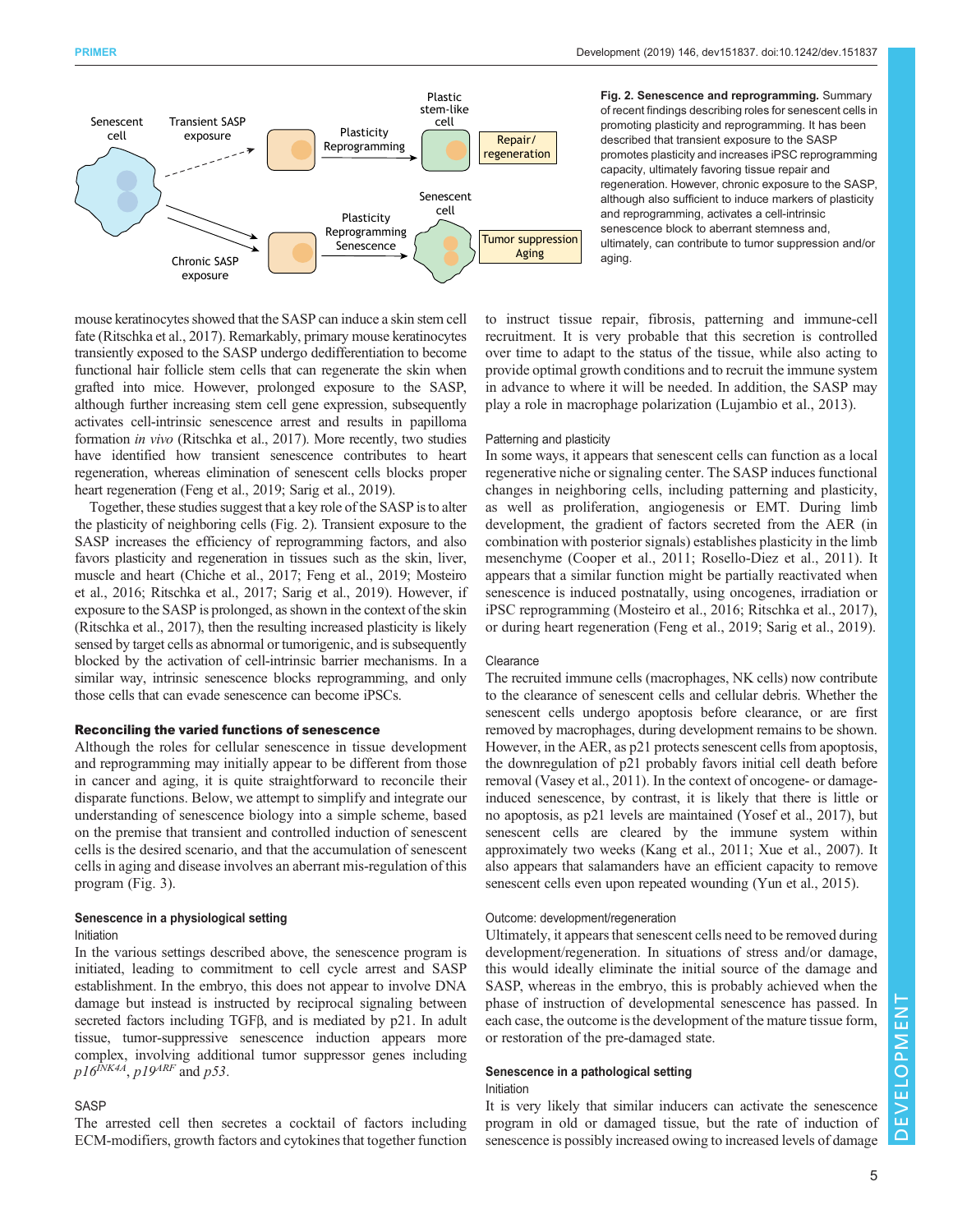**Fig. 2. Senescence and reprogramming.** Summary of recent findings describing roles for senescent cells in promoting plasticity and reprogramming. It has been described that transient exposure to the SASP promotes plasticity and increases iPSC reprogramming capacity, ultimately favoring tissue repair and regeneration. However, chronic exposure to the SASP, although also sufficient to induce markers of plasticity and reprogramming, activates a cell-intrinsic senescence block to aberrant stemness and, ultimately, can contribute to tumor suppression and/or aging.

mouse keratinocytes showed that the SASP can induce a skin stem cell fate (Ritschka et al., 2017). Remarkably, primary mouse keratinocytes transiently exposed to the SASP undergo dedifferentiation to become functional hair follicle stem cells that can regenerate the skin when grafted into mice. However, prolonged exposure to the SASP, although further increasing stem cell gene expression, subsequently activates cell-intrinsic senescence arrest and results in papilloma formation *in vivo* (Ritschka et al., 2017). More recently, two studies have identified how transient senescence contributes to heart regeneration, whereas elimination of senescent cells blocks proper heart regeneration (Feng et al., 2019; Sarig et al., 2019).

Together, these studies suggest that a key role of the SASP is to alter the plasticity of neighboring cells (Fig. 2). Transient exposure to the SASP increases the efficiency of reprogramming factors, and also favors plasticity and regeneration in tissues such as the skin, liver, muscle and heart (Chiche et al., 2017; Feng et al., 2019; Mosteiro et al., 2016; Ritschka et al., 2017; Sarig et al., 2019). However, if exposure to the SASP is prolonged, as shown in the context of the skin (Ritschka et al., 2017), then the resulting increased plasticity is likely sensed by target cells as abnormal or tumorigenic, and is subsequently blocked by the activation of cell-intrinsic barrier mechanisms. In a similar way, intrinsic senescence blocks reprogramming, and only those cells that can evade senescence can become iPSCs.

## Reconciling the varied functions of senescence

Although the roles for cellular senescence in tissue development and reprogramming may initially appear to be different from those in cancer and aging, it is quite straightforward to reconcile their disparate functions. Below, we attempt to simplify and integrate our understanding of senescence biology into a simple scheme, based on the premise that transient and controlled induction of senescent cells is the desired scenario, and that the accumulation of senescent cells in aging and disease involves an aberrant mis-regulation of this program (Fig. 3).

### Senescence in a physiological setting

#### Initiation

In the various settings described above, the senescence program is initiated, leading to commitment to cell cycle arrest and SASP establishment. In the embryo, this does not appear to involve DNA damage but instead is instructed by reciprocal signaling between secreted factors including TGFβ, and is mediated by p21. In adult tissue, tumor-suppressive senescence induction appears more complex, involving additional tumor suppressor genes including $p16^{INK4A}$, $p19^{ARF}$ and *p53*.

#### SASP

The arrested cell then secretes a cocktail of factors including ECM-modifiers, growth factors and cytokines that together function to instruct tissue repair, fibrosis, patterning and immune-cell recruitment. It is very probable that this secretion is controlled over time to adapt to the status of the tissue, while also acting to provide optimal growth conditions and to recruit the immune system in advance to where it will be needed. In addition, the SASP may play a role in macrophage polarization (Lujambio et al., 2013).

#### Patterning and plasticity

In some ways, it appears that senescent cells can function as a local regenerative niche or signaling center. The SASP induces functional changes in neighboring cells, including patterning and plasticity, as well as proliferation, angiogenesis or EMT. During limb development, the gradient of factors secreted from the AER (in combination with posterior signals) establishes plasticity in the limb mesenchyme (Cooper et al., 2011; Rosello-Diez et al., 2011). It appears that a similar function might be partially reactivated when senescence is induced postnatally, using oncogenes, irradiation or iPSC reprogramming (Mosteiro et al., 2016; Ritschka et al., 2017), or during heart regeneration (Feng et al., 2019; Sarig et al., 2019).

#### Clearance

The recruited immune cells (macrophages, NK cells) now contribute to the clearance of senescent cells and cellular debris. Whether the senescent cells undergo apoptosis before clearance, or are first removed by macrophages, during development remains to be shown. However, in the AER, as p21 protects senescent cells from apoptosis, the downregulation of p21 probably favors initial cell death before removal (Vasey et al., 2011). In the context of oncogene- or damage-induced senescence, by contrast, it is likely that there is little or no apoptosis, as p21 levels are maintained (Yosef et al., 2017), but senescent cells are cleared by the immune system within approximately two weeks (Kang et al., 2011; Xue et al., 2007). It also appears that salamanders have an efficient capacity to remove senescent cells even upon repeated wounding (Yun et al., 2015).

#### Outcome: development/regeneration

Ultimately, it appears that senescent cells need to be removed during development/regeneration. In situations of stress and/or damage, this would ideally eliminate the initial source of the damage and SASP, whereas in the embryo, this is probably achieved when the phase of instruction of developmental senescence has passed. In each case, the outcome is the development of the mature tissue form, or restoration of the pre-damaged state.

### Senescence in a pathological setting

#### Initiation

It is very likely that similar inducers can activate the senescence program in old or damaged tissue, but the rate of induction of senescence is possibly increased owing to increased levels of damage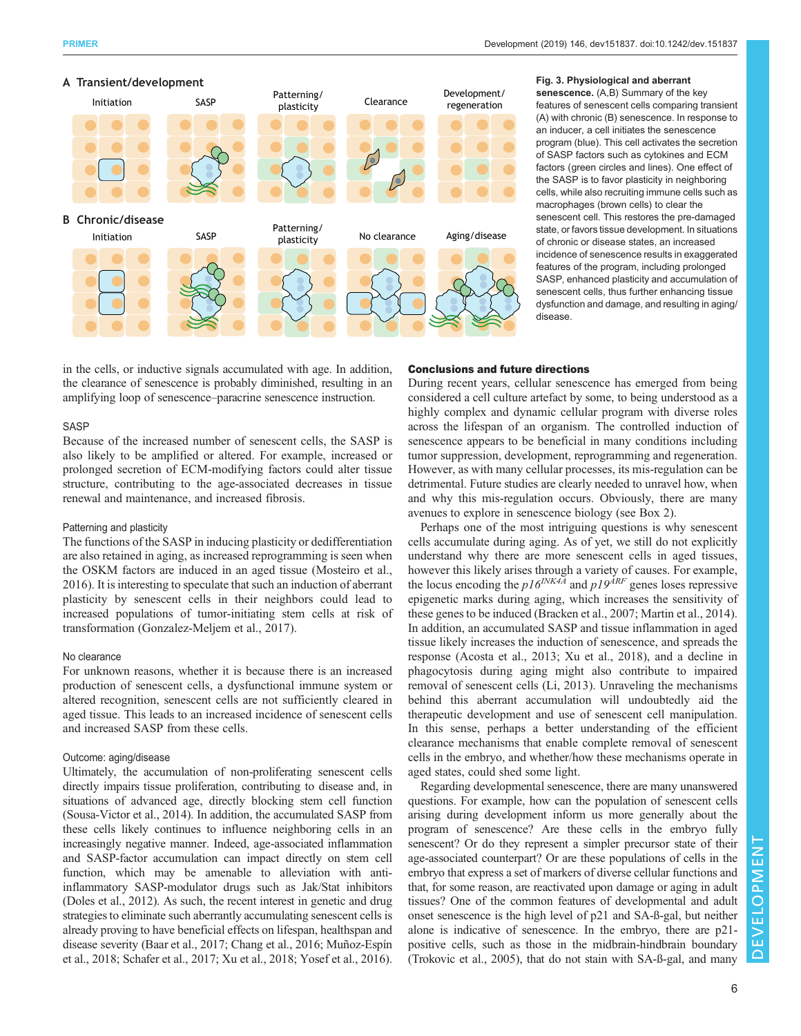Fig. 3. Physiological and aberrant senescence. (A,B) Summary of the key features of senescent cells comparing transient (A) with chronic (B) senescence. In response to an inducer, a cell initiates the senescence program (blue). This cell activates the secretion of SASP factors such as cytokines and ECM factors (green circles and lines). One effect of the SASP is to favor plasticity in neighboring cells, while also recruiting immune cells such as macrophages (brown cells) to clear the senescent cell. This restores the pre-damaged state, or favors tissue development. In situations of chronic or disease states, an increased incidence of senescence results in exaggerated features of the program, including prolonged SASP, enhanced plasticity and accumulation of senescent cells, thus further enhancing tissue dysfunction and damage, and resulting in aging/disease.

in the cells, or inductive signals accumulated with age. In addition, the clearance of senescence is probably diminished, resulting in an amplifying loop of senescence–paracrine senescence instruction.

### SASP

Because of the increased number of senescent cells, the SASP is also likely to be amplified or altered. For example, increased or prolonged secretion of ECM-modifying factors could alter tissue structure, contributing to the age-associated decreases in tissue renewal and maintenance, and increased fibrosis.

### Patterning and plasticity

The functions of the SASP in inducing plasticity or dedifferentiation are also retained in aging, as increased reprogramming is seen when the OSKM factors are induced in an aged tissue (Mosteiro et al., 2016). It is interesting to speculate that such an induction of aberrant plasticity by senescent cells in their neighbors could lead to increased populations of tumor-initiating stem cells at risk of transformation (Gonzalez-Meljem et al., 2017).

### No clearance

For unknown reasons, whether it is because there is an increased production of senescent cells, a dysfunctional immune system or altered recognition, senescent cells are not sufficiently cleared in aged tissue. This leads to an increased incidence of senescent cells and increased SASP from these cells.

### Outcome: aging/disease

Ultimately, the accumulation of non-proliferating senescent cells directly impairs tissue proliferation, contributing to disease and, in situations of advanced age, directly blocking stem cell function (Sousa-Victor et al., 2014). In addition, the accumulated SASP from these cells likely continues to influence neighboring cells in an increasingly negative manner. Indeed, age-associated inflammation and SASP-factor accumulation can impact directly on stem cell function, which may be amenable to alleviation with anti-inflammatory SASP-modulator drugs such as Jak/Stat inhibitors (Doles et al., 2012). As such, the recent interest in genetic and drug strategies to eliminate such aberrantly accumulating senescent cells is already proving to have beneficial effects on lifespan, healthspan and disease severity (Baar et al., 2017; Chang et al., 2016; Muñoz-Espín et al., 2018; Schafer et al., 2017; Xu et al., 2018; Yosef et al., 2016).

## Conclusions and future directions

During recent years, cellular senescence has emerged from being considered a cell culture artefact by some, to being understood as a highly complex and dynamic cellular program with diverse roles across the lifespan of an organism. The controlled induction of senescence appears to be beneficial in many conditions including tumor suppression, development, reprogramming and regeneration. However, as with many cellular processes, its mis-regulation can be detrimental. Future studies are clearly needed to unravel how, when and why this mis-regulation occurs. Obviously, there are many avenues to explore in senescence biology (see Box 2).

Perhaps one of the most intriguing questions is why senescent cells accumulate during aging. As of yet, we still do not explicitly understand why there are more senescent cells in aged tissues, however this likely arises through a variety of causes. For example, the locus encoding the $p16^{INK4A}$ and $p19^{ARF}$ genes loses repressive epigenetic marks during aging, which increases the sensitivity of these genes to be induced (Bracken et al., 2007; Martin et al., 2014). In addition, an accumulated SASP and tissue inflammation in aged tissue likely increases the induction of senescence, and spreads the response (Acosta et al., 2013; Xu et al., 2018), and a decline in phagocytosis during aging might also contribute to impaired removal of senescent cells (Li, 2013). Unraveling the mechanisms behind this aberrant accumulation will undoubtedly aid the therapeutic development and use of senescent cell manipulation. In this sense, perhaps a better understanding of the efficient clearance mechanisms that enable complete removal of senescent cells in the embryo, and whether/how these mechanisms operate in aged states, could shed some light.

Regarding developmental senescence, there are many unanswered questions. For example, how can the population of senescent cells arising during development inform us more generally about the program of senescence? Are these cells in the embryo fully senescent? Or do they represent a simpler precursor state of their age-associated counterpart? Or are these populations of cells in the embryo that express a set of markers of diverse cellular functions and that, for some reason, are reactivated upon damage or aging in adult tissues? One of the common features of developmental and adult onset senescence is the high level of p21 and SA-ß-gal, but neither alone is indicative of senescence. In the embryo, there are p21-positive cells, such as those in the midbrain-hindbrain boundary (Trokovic et al., 2005), that do not stain with SA-ß-gal, and many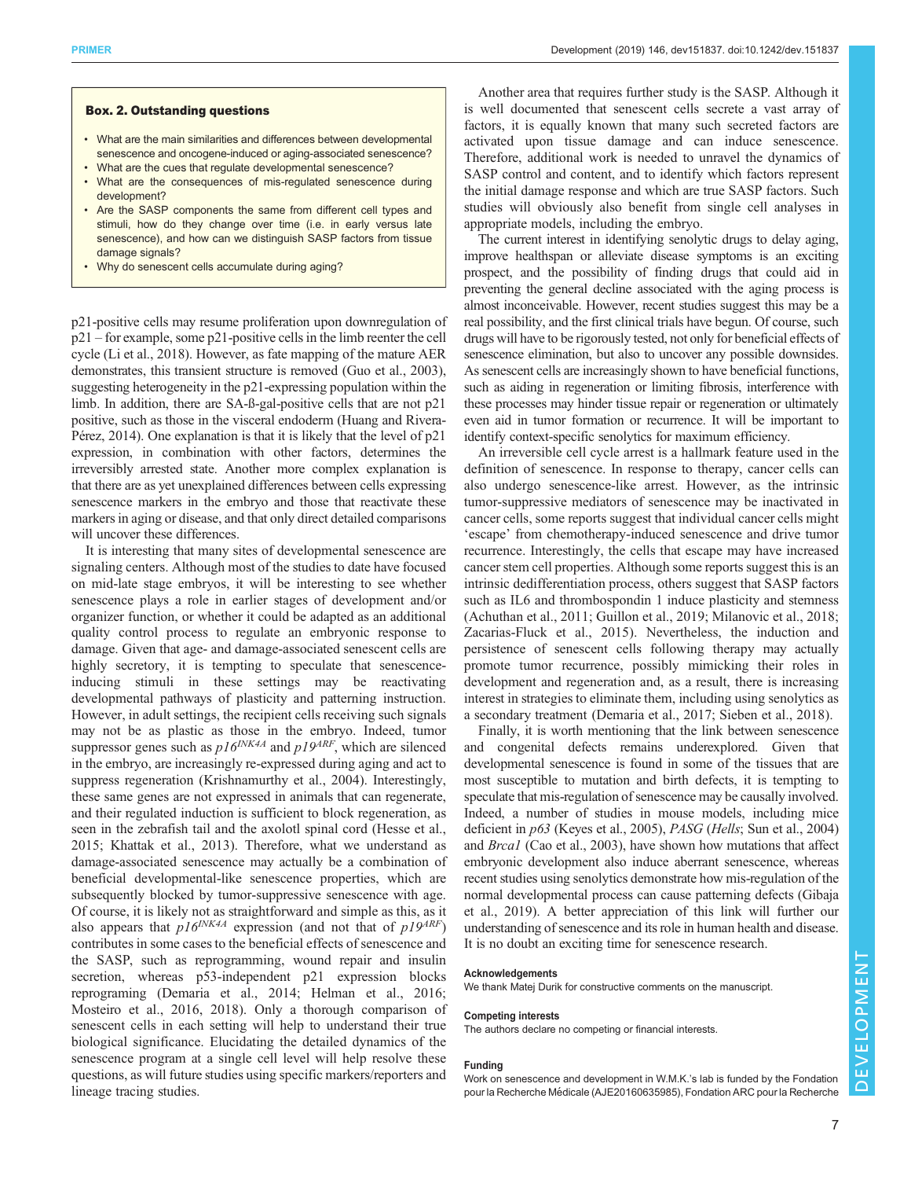**Box. 2. Outstanding questions**

- What are the main similarities and differences between developmental senescence and oncogene-induced or aging-associated senescence?
- What are the cues that regulate developmental senescence?
- What are the consequences of mis-regulated senescence during development?
- Are the SASP components the same from different cell types and stimuli, how do they change over time (i.e. in early versus late senescence), and how can we distinguish SASP factors from tissue damage signals?
- Why do senescent cells accumulate during aging?

p21-positive cells may resume proliferation upon downregulation of p21 – for example, some p21-positive cells in the limb reenter the cell cycle (Li et al., 2018). However, as fate mapping of the mature AER demonstrates, this transient structure is removed (Guo et al., 2003), suggesting heterogeneity in the p21-expressing population within the limb. In addition, there are SA-ß-gal-positive cells that are not p21 positive, such as those in the visceral endoderm (Huang and Rivera-Pérez, 2014). One explanation is that it is likely that the level of p21 expression, in combination with other factors, determines the irreversibly arrested state. Another more complex explanation is that there are as yet unexplained differences between cells expressing senescence markers in the embryo and those that reactivate these markers in aging or disease, and that only direct detailed comparisons will uncover these differences.

It is interesting that many sites of developmental senescence are signaling centers. Although most of the studies to date have focused on mid-late stage embryos, it will be interesting to see whether senescence plays a role in earlier stages of development and/or organizer function, or whether it could be adapted as an additional quality control process to regulate an embryonic response to damage. Given that age- and damage-associated senescent cells are highly secretory, it is tempting to speculate that senescence-inducing stimuli in these settings may be reactivating developmental pathways of plasticity and patterning instruction. However, in adult settings, the recipient cells receiving such signals may not be as plastic as those in the embryo. Indeed, tumor suppressor genes such as *p16^INK4A^* and *p19^ARF^*, which are silenced in the embryo, are increasingly re-expressed during aging and act to suppress regeneration (Krishnamurthy et al., 2004). Interestingly, these same genes are not expressed in animals that can regenerate, and their regulated induction is sufficient to block regeneration, as seen in the zebrafish tail and the axolotl spinal cord (Hesse et al., 2015; Khattak et al., 2013). Therefore, what we understand as damage-associated senescence may actually be a combination of beneficial developmental-like senescence properties, which are subsequently blocked by tumor-suppressive senescence with age. Of course, it is likely not as straightforward and simple as this, as it also appears that *p16^INK4A^* expression (and not that of *p19^ARF^*) contributes in some cases to the beneficial effects of senescence and the SASP, such as reprogramming, wound repair and insulin secretion, whereas p53-independent p21 expression blocks reprogramming (Demaria et al., 2014; Helman et al., 2016; Mosteiro et al., 2016, 2018). Only a thorough comparison of senescent cells in each setting will help to understand their true biological significance. Elucidating the detailed dynamics of the senescence program at a single cell level will help resolve these questions, as will future studies using specific markers/reporters and lineage tracing studies.

Another area that requires further study is the SASP. Although it is well documented that senescent cells secrete a vast array of factors, it is equally known that many such secreted factors are activated upon tissue damage and can induce senescence. Therefore, additional work is needed to unravel the dynamics of SASP control and content, and to identify which factors represent the initial damage response and which are true SASP factors. Such studies will obviously also benefit from single cell analyses in appropriate models, including the embryo.

The current interest in identifying senolytic drugs to delay aging, improve healthspan or alleviate disease symptoms is an exciting prospect, and the possibility of finding drugs that could aid in preventing the general decline associated with the aging process is almost inconceivable. However, recent studies suggest this may be a real possibility, and the first clinical trials have begun. Of course, such drugs will have to be rigorously tested, not only for beneficial effects of senescence elimination, but also to uncover any possible downsides. As senescent cells are increasingly shown to have beneficial functions, such as aiding in regeneration or limiting fibrosis, interference with these processes may hinder tissue repair or regeneration or ultimately even aid in tumor formation or recurrence. It will be important to identify context-specific senolytics for maximum efficiency.

An irreversible cell cycle arrest is a hallmark feature used in the definition of senescence. In response to therapy, cancer cells can also undergo senescence-like arrest. However, as the intrinsic tumor-suppressive mediators of senescence may be inactivated in cancer cells, some reports suggest that individual cancer cells might 'escape' from chemotherapy-induced senescence and drive tumor recurrence. Interestingly, the cells that escape may have increased cancer stem cell properties. Although some reports suggest this is an intrinsic dedifferentiation process, others suggest that SASP factors such as IL6 and thrombospondin 1 induce plasticity and stemness (Achuthan et al., 2011; Guillon et al., 2019; Milanovic et al., 2018; Zacarias-Fluck et al., 2015). Nevertheless, the induction and persistence of senescent cells following therapy may actually promote tumor recurrence, possibly mimicking their roles in development and regeneration and, as a result, there is increasing interest in strategies to eliminate them, including using senolytics as a secondary treatment (Demaria et al., 2017; Sieben et al., 2018).

Finally, it is worth mentioning that the link between senescence and congenital defects remains underexplored. Given that developmental senescence is found in some of the tissues that are most susceptible to mutation and birth defects, it is tempting to speculate that mis-regulation of senescence may be causally involved. Indeed, a number of studies in mouse models, including mice deficient in *p63* (Keyes et al., 2005), *PASG* (*Hells*; Sun et al., 2004) and *Brca1* (Cao et al., 2003), have shown how mutations that affect embryonic development also induce aberrant senescence, whereas recent studies using senolytics demonstrate how mis-regulation of the normal developmental process can cause patterning defects (Gibaja et al., 2019). A better appreciation of this link will further our understanding of senescence and its role in human health and disease. It is no doubt an exciting time for senescence research.

#### Acknowledgements

We thank Matej Durik for constructive comments on the manuscript.

#### Competing interests

The authors declare no competing or financial interests.

#### Funding

Work on senescence and development in W.M.K.'s lab is funded by the Fondation pour la Recherche Médicale (AJE20160635985), Fondation ARC pour la Recherche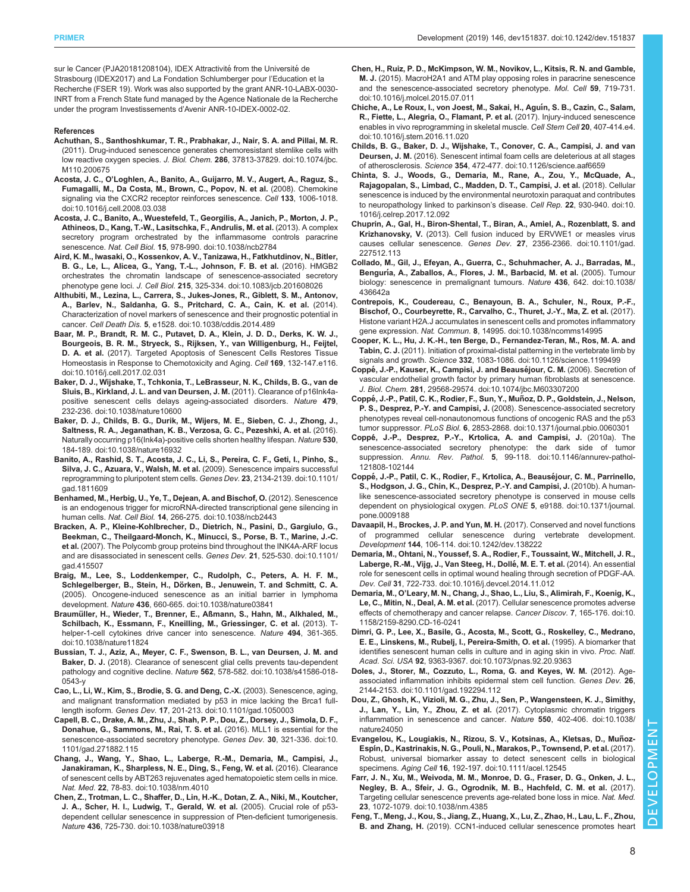sur le Cancer (PJA20181208104), IDEX Attractivité from the Université de Strasbourg (IDEX2017) and La Fondation Schlumberger pour l'Education et la Recherche (FSER 19). Work was also supported by the grant ANR-10-LABX-0030-INRT from a French State fund managed by the Agence Nationale de la Recherche under the program Investissements d'Avenir ANR-10-IDEX-0002-02.

## References

**Achuthan, S., Santhoshkumar, T. R., Prabhakar, J., Nair, S. A. and Pillai, M. R.** (2011). Drug-induced senescence generates chemoresistant stemlike cells with low reactive oxygen species. *J. Biol. Chem.* **286**, 37813-37829. doi:10.1074/jbc.M110.200675

**Acosta, J. C., O'Loghlen, A., Banito, A., Guijarro, M. V., Augert, A., Raguz, S., Fumagalli, M., Da Costa, M., Brown, C., Popov, N. et al.** (2008). Chemokine signaling via the CXCR2 receptor reinforces senescence. *Cell* **133**, 1006-1018. doi:10.1016/j.cell.2008.03.038

**Acosta, J. C., Banito, A., Wuestefeld, T., Georgilis, A., Janich, P., Morton, J. P., Athineos, D., Kang, T.-W., Lasitschka, F., Andrulis, M. et al.** (2013). A complex secretory program orchestrated by the inflammasome controls paracrine senescence. *Nat. Cell Biol.* **15**, 978-990. doi:10.1038/ncb2784

**Aird, K. M., Iwasaki, O., Kossenkov, A. V., Tanizawa, H., Fatkhutdinov, N., Bitler, B. G., Le, L., Alicea, G., Yang, T.-L., Johnson, F. B. et al.** (2016). HMGB2 orchestrates the chromatin landscape of senescence-associated secretory phenotype gene loci. *J. Cell Biol.* **215**, 325-334. doi:10.1083/jcb.201608026

**Althubiti, M., Lezina, L., Carrera, S., Jukes-Jones, R., Giblett, S. M., Antonov, A., Barlev, N., Saldanha, G. S., Pritchard, C. A., Cain, K. et al.** (2014). Characterization of novel markers of senescence and their prognostic potential in cancer. *Cell Death Dis.* **5**, e1528. doi:10.1038/cddis.2014.489

**Baar, M. P., Brandt, R. M. C., Putavet, D. A., Klein, J. D. D., Derks, K. W. J., Bourgeois, B. R. M., Stryeck, S., Rijksen, Y., van Willigenburg, H., Feijtel, D. A. et al.** (2017). Targeted Apoptosis of Senescent Cells Restores Tissue Homeostasis in Response to Chemotoxicity and Aging. *Cell* **169**, 132-147.e116. doi:10.1016/j.cell.2017.02.031

**Baker, D. J., Wijshake, T., Tchkonia, T., LeBrasseur, N. K., Childs, B. G., van de Sluis, B., Kirkland, J. L. and van Deursen, J. M.** (2011). Clearance of p16Ink4a-positive senescent cells delays ageing-associated disorders. *Nature* **479**, 232-236. doi:10.1038/nature10600

**Baker, D. J., Childs, B. G., Durik, M., Wijers, M. E., Sieben, C. J., Zhong, J., Saltness, R. A., Jeganathan, K. B., Verzosa, G. C., Pezeshki, A. et al.** (2016). Naturally occurring p16(Ink4a)-positive cells shorten healthy lifespan. *Nature* **530**, 184-189. doi:10.1038/nature16932

**Banito, A., Rashid, S. T., Acosta, J. C., Li, S., Pereira, C. F., Geti, I., Pinho, S., Silva, J. C., Azuara, V., Walsh, M. et al.** (2009). Senescence impairs successful reprogramming to pluripotent stem cells. *Genes Dev.* **23**, 2134-2139. doi:10.1101/gad.1811609

**Benhamed, M., Herbig, U., Ye, T., Dejean, A. and Bischof, O.** (2012). Senescence is an endogenous trigger for microRNA-directed transcriptional gene silencing in human cells. *Nat. Cell Biol.* **14**, 266-275. doi:10.1038/ncb2443

**Bracken, A. P., Kleine-Kohlbrecher, D., Dietrich, N., Pasini, D., Gargiulo, G., Beekman, C., Theilgaard-Monch, K., Minucci, S., Porse, B. T., Marine, J.-C. et al.** (2007). The Polycomb group proteins bind throughout the INK4A-ARF locus and are disassociated in senescent cells. *Genes Dev.* **21**, 525-530. doi:10.1101/gad.415507

**Braig, M., Lee, S., Loddenkemper, C., Rudolph, C., Peters, A. H. F. M., Schlegelberger, B., Stein, H., Dörken, B., Jenuwein, T. and Schmitt, C. A.** (2005). Oncogene-induced senescence as an initial barrier in lymphoma development. *Nature* **436**, 660-665. doi:10.1038/nature03841

**Braumüller, H., Wieder, T., Brenner, E., Aßmann, S., Hahn, M., Alkhaled, M., Schilbach, K., Essmann, F., Kneilling, M., Griessinger, C. et al.** (2013). T-helper-1-cell cytokines drive cancer into senescence. *Nature* **494**, 361-365. doi:10.1038/nature11824

**Bussian, T. J., Aziz, A., Meyer, C. F., Swenson, B. L., van Deursen, J. M. and Baker, D. J.** (2018). Clearance of senescent glial cells prevents tau-dependent pathology and cognitive decline. *Nature* **562**, 578-582. doi:10.1038/s41586-018-0543-y

**Cao, L., Li, W., Kim, S., Brodie, S. G. and Deng, C.-X.** (2003). Senescence, aging, and malignant transformation mediated by p53 in mice lacking the Brca1 full-length isoform. *Genes Dev.* **17**, 201-213. doi:10.1101/gad.1050003

**Capell, B. C., Drake, A. M., Zhu, J., Shah, P. P., Dou, Z., Dorsey, J., Simola, D. F., Donahue, G., Sammons, M., Rai, T. S. et al.** (2016). MLL1 is essential for the senescence-associated secretory phenotype. *Genes Dev.* **30**, 321-336. doi:10.1101/gad.271882.115

**Chang, J., Wang, Y., Shao, L., Laberge, R.-M., Demaria, M., Campisi, J., Janakiraman, K., Sharpless, N. E., Ding, S., Feng, W. et al.** (2016). Clearance of senescent cells by ABT263 rejuvenates aged hematopoietic stem cells in mice. *Nat. Med.* **22**, 78-83. doi:10.1038/nm.4010

**Chen, Z., Trotman, L. C., Shaffer, D., Lin, H.-K., Dotan, Z. A., Niki, M., Koutcher, J. A., Scher, H. I., Ludwig, T., Gerald, W. et al.** (2005). Crucial role of p53-dependent cellular senescence in suppression of Pten-deficient tumorigenesis. *Nature* **436**, 725-730. doi:10.1038/nature03918

**Chen, H., Ruiz, P. D., McKimpson, W. M., Novikov, L., Kitsis, R. N. and Gamble, M. J.** (2015). MacroH2A1 and ATM play opposing roles in paracrine senescence and the senescence-associated secretory phenotype. *Mol. Cell* **59**, 719-731. doi:10.1016/j.molcel.2015.07.011

**Chiche, A., Le Roux, I., von Joest, M., Sakai, H., Aguín, S. B., Cazin, C., Salam, R., Fiette, L., Alegria, O., Flamant, P. et al.** (2017). Injury-induced senescence enables in vivo reprogramming in skeletal muscle. *Cell Stem Cell* **20**, 407-414.e4. doi:10.1016/j.stem.2016.11.020

**Childs, B. G., Baker, D. J., Wijshake, T., Conover, C. A., Campisi, J. and van Deursen, J. M.** (2016). Senescent intimal foam cells are deleterious at all stages of atherosclerosis. *Science* **354**, 472-477. doi:10.1126/science.aaf6659

**Chinta, S. J., Woods, G., Demaria, M., Rane, A., Zou, Y., McQuade, A., Rajagopalan, S., Limbad, C., Madden, D. T., Campisi, J. et al.** (2018). Cellular senescence is induced by the environmental neurotoxin paraquat and contributes to neuropathology linked to parkinson's disease. *Cell Rep.* **22**, 930-940. doi:10.1016/j.celrep.2017.12.092

**Chuprin, A., Gal, H., Biron-Shental, T., Biran, A., Amiel, A., Rozenblatt, S. and Krizhanovsky, V.** (2013). Cell fusion induced by ERVWE1 or measles virus causes cellular senescence. *Genes Dev.* **27**, 2356-2366. doi:10.1101/gad.227512.113

**Collado, M., Gil, J., Efeyan, A., Guerra, C., Schuhmacher, A. J., Barradas, M., Benguría, A., Zaballos, A., Flores, J. M., Barbacid, M. et al.** (2005). Tumour biology: senescence in premalignant tumours. *Nature* **436**, 642. doi:10.1038/436642a

**Contrepois, K., Coudereau, C., Benayoun, B. A., Schuler, N., Roux, P.-F., Bischof, O., Courbeyrette, R., Carvalho, C., Thuret, J.-Y., Ma, Z. et al.** (2017). Histone variant H2A.J accumulates in senescent cells and promotes inflammatory gene expression. *Nat. Commun.* **8**, 14995. doi:10.1038/ncomms14995

**Cooper, K. L., Hu, J. K.-H., ten Berge, D., Fernandez-Teran, M., Ros, M. A. and Tabin, C. J.** (2011). Initiation of proximal-distal patterning in the vertebrate limb by signals and growth. *Science* **332**, 1083-1086. doi:10.1126/science.1199499

**Coppé, J.-P., Kauser, K., Campisi, J. and Beauséjour, C. M.** (2006). Secretion of vascular endothelial growth factor by primary human fibroblasts at senescence. *J. Biol. Chem.* **281**, 29568-29574. doi:10.1074/jbc.M603307200

**Coppé, J.-P., Patil, C. K., Rodier, F., Sun, Y., Muñoz, D. P., Goldstein, J., Nelson, P. S., Desprez, P.-Y. and Campisi, J.** (2008). Senescence-associated secretory phenotypes reveal cell-nonautonomous functions of oncogenic RAS and the p53 tumor suppressor. *PLoS Biol.* **6**, 2853-2868. doi:10.1371/journal.pbio.0060301

**Coppé, J.-P., Desprez, P.-Y., Krtolica, A. and Campisi, J.** (2010a). The senescence-associated secretory phenotype: the dark side of tumor suppression. *Annu. Rev. Pathol.* **5**, 99-118. doi:10.1146/annurev-pathol-121808-102144

**Coppé, J.-P., Patil, C. K., Rodier, F., Krtolica, A., Beauséjour, C. M., Parrinello, S., Hodgson, J. G., Chin, K., Desprez, P.-Y. and Campisi, J.** (2010b). A human-like senescence-associated secretory phenotype is conserved in mouse cells dependent on physiological oxygen. *PLoS ONE* **5**, e9188. doi:10.1371/journal.pone.0009188

**Davaapil, H., Brockes, J. P. and Yun, M. H.** (2017). Conserved and novel functions of programmed cellular senescence during vertebrate development. *Development* **144**, 106-114. doi:10.1242/dev.138222

**Demaria, M., Ohtani, N., Youssef, S. A., Rodier, F., Toussaint, W., Mitchell, J. R., Laberge, R.-M., Vijg, J., Van Steeg, H., Dollé, M. E. T. et al.** (2014). An essential role for senescent cells in optimal wound healing through secretion of PDGF-AA. *Dev. Cell* **31**, 722-733. doi:10.1016/j.devcel.2014.11.012

**Demaria, M., O'Leary, M. N., Chang, J., Shao, L., Liu, S., Alimirah, F., Koenig, K., Le, C., Mitin, N., Deal, A. M. et al.** (2017). Cellular senescence promotes adverse effects of chemotherapy and cancer relapse. *Cancer Discov.* **7**, 165-176. doi:10.1158/2159-8290.CD-16-0241

**Dimri, G. P., Lee, X., Basile, G., Acosta, M., Scott, G., Roskelley, C., Medrano, E. E., Linskens, M., Rubelj, I., Pereira-Smith, O. et al.** (1995). A biomarker that identifies senescent human cells in culture and in aging skin in vivo. *Proc. Natl. Acad. Sci. USA* **92**, 9363-9367. doi:10.1073/pnas.92.20.9363

**Doles, J., Storer, M., Cozzuto, L., Roma, G. and Keyes, W. M.** (2012). Age-associated inflammation inhibits epidermal stem cell function. *Genes Dev.* **26**, 2144-2153. doi:10.1101/gad.192294.112

**Dou, Z., Ghosh, K., Vizioli, M. G., Zhu, J., Sen, P., Wangensteen, K. J., Simithy, J., Lan, Y., Lin, Y., Zhou, Z. et al.** (2017). Cytoplasmic chromatin triggers inflammation in senescence and cancer. *Nature* **550**, 402-406. doi:10.1038/nature24050

**Evangelou, K., Lougiakis, N., Rizou, S. V., Kotsinas, A., Kletsas, D., Muñoz-Espín, D., Kastrinakis, N. G., Pouli, N., Marakos, P., Townsend, P. et al.** (2017). Robust, universal biomarker assay to detect senescent cells in biological specimens. *Aging Cell* **16**, 192-197. doi:10.1111/acel.12545

**Farr, J. N., Xu, M., Weivoda, M. M., Monroe, D. G., Fraser, D. G., Onken, J. L., Negley, B. A., Sfeir, J. G., Ogrodnik, M. B., Hachfeld, C. M. et al.** (2017). Targeting cellular senescence prevents age-related bone loss in mice. *Nat. Med.* **23**, 1072-1079. doi:10.1038/nm.4385

**Feng, T., Meng, J., Kou, S., Jiang, Z., Huang, X., Lu, Z., Zhao, H., Lau, L. F., Zhou, B. and Zhang, H.** (2019). CCN1-induced cellular senescence promotes heart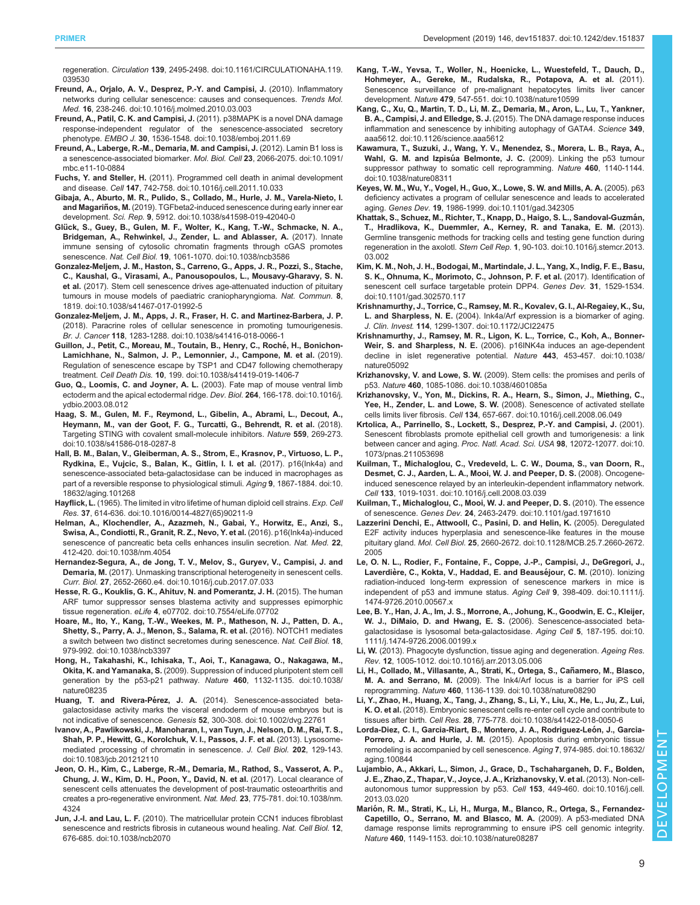regeneration. *Circulation* **139**, 2495-2498. doi:10.1161/CIRCULATIONAHA.119.039530

**Freund, A., Orjalo, A. V., Desprez, P.-Y. and Campisi, J.** (2010). Inflammatory networks during cellular senescence: causes and consequences. *Trends Mol. Med.* **16**, 238-246. doi:10.1016/j.molmed.2010.03.003

**Freund, A., Patil, C. K. and Campisi, J.** (2011). p38MAPK is a novel DNA damage response-independent regulator of the senescence-associated secretory phenotype. *EMBO J.* **30**, 1536-1548. doi:10.1038/emboj.2011.69

**Freund, A., Laberge, R.-M., Demaria, M. and Campisi, J.** (2012). Lamin B1 loss is a senescence-associated biomarker. *Mol. Biol. Cell* **23**, 2066-2075. doi:10.1091/mbc.e11-10-0884

**Fuchs, Y. and Steller, H.** (2011). Programmed cell death in animal development and disease. *Cell* **147**, 742-758. doi:10.1016/j.cell.2011.10.033

**Gibaja, A., Aburto, M. R., Pulido, S., Collado, M., Hurle, J. M., Varela-Nieto, I. and Magariños, M.** (2019). TGFbeta2-induced senescence during early inner ear development. *Sci. Rep.* **9**, 5912. doi:10.1038/s41598-019-42040-0

**Glück, S., Guey, B., Gulen, M. F., Wolter, K., Kang, T.-W., Schmacke, N. A., Bridgeman, A., Rehwinkel, J., Zender, L. and Ablasser, A.** (2017). Innate immune sensing of cytosolic chromatin fragments through cGAS promotes senescence. *Nat. Cell Biol.* **19**, 1061-1070. doi:10.1038/ncb3586

**Gonzalez-Meljem, J. M., Haston, S., Carreno, G., Apps, J. R., Pozzi, S., Stache, C., Kaushal, G., Virasami, A., Panousopoulos, L., Mousavy-Gharavy, S. N. et al.** (2017). Stem cell senescence drives age-attenuated induction of pituitary tumours in mouse models of paediatric craniopharyngioma. *Nat. Commun.* **8**, 1819. doi:10.1038/s41467-017-01992-5

**Gonzalez-Meljem, J. M., Apps, J. R., Fraser, H. C. and Martinez-Barbera, J. P.** (2018). Paracrine roles of cellular senescence in promoting tumourigenesis. *Br. J. Cancer* **118**, 1283-1288. doi:10.1038/s41416-018-0066-1

**Guillon, J., Petit, C., Moreau, M., Toutain, B., Henry, C., Roché, H., Bonichon-Lamichhane, N., Salmon, J. P., Lemonnier, J., Campone, M. et al.** (2019). Regulation of senescence escape by TSP1 and CD47 following chemotherapy treatment. *Cell Death Dis.* **10**, 199. doi:10.1038/s41419-019-1406-7

**Guo, Q., Loomis, C. and Joyner, A. L.** (2003). Fate map of mouse ventral limb ectoderm and the apical ectodermal ridge. *Dev. Biol.* **264**, 166-178. doi:10.1016/j.ydbio.2003.08.012

**Haag, S. M., Gulen, M. F., Reymond, L., Gibelin, A., Abrami, L., Decout, A., Heymann, M., van der Goot, F. G., Turcatti, G., Behrendt, R. et al.** (2018). Targeting STING with covalent small-molecule inhibitors. *Nature* **559**, 269-273. doi:10.1038/s41586-018-0287-8

**Hall, B. M., Balan, V., Gleiberman, A. S., Strom, E., Krasnov, P., Virtuoso, L. P., Rydkina, E., Vujcic, S., Balan, K., Gitlin, I. I. et al.** (2017). p16(Ink4a) and senescence-associated beta-galactosidase can be induced in macrophages as part of a reversible response to physiological stimuli. *Aging* **9**, 1867-1884. doi:10.18632/aging.101268

**Hayflick, L.** (1965). The limited in vitro lifetime of human diploid cell strains. *Exp. Cell Res.* **37**, 614-636. doi:10.1016/0014-4827(65)90211-9

**Helman, A., Klochendler, A., Azazmeh, N., Gabai, Y., Horwitz, E., Anzi, S., Swisa, A., Condiotti, R., Granit, R. Z., Nevo, Y. et al.** (2016). p16(Ink4a)-induced senescence of pancreatic beta cells enhances insulin secretion. *Nat. Med.* **22**, 412-420. doi:10.1038/nm.4054

**Hernandez-Segura, A., de Jong, T. V., Melov, S., Guryev, V., Campisi, J. and Demaria, M.** (2017). Unmasking transcriptional heterogeneity in senescent cells. *Curr. Biol.* **27**, 2652-2660.e4. doi:10.1016/j.cub.2017.07.033

**Hesse, R. G., Kouklis, G. K., Ahituv, N. and Pomerantz, J. H.** (2015). The human ARF tumor suppressor senses blastema activity and suppresses epimorphic tissue regeneration. *eLife* **4**, e07702. doi:10.7554/eLife.07702

**Hoare, M., Ito, Y., Kang, T.-W., Weekes, M. P., Matheson, N. J., Patten, D. A., Shetty, S., Parry, A. J., Menon, S., Salama, R. et al.** (2016). NOTCH1 mediates a switch between two distinct secretomes during senescence. *Nat. Cell Biol.* **18**, 979-992. doi:10.1038/ncb3397

**Hong, H., Takahashi, K., Ichisaka, T., Aoi, T., Kanagawa, O., Nakagawa, M., Okita, K. and Yamanaka, S.** (2009). Suppression of induced pluripotent stem cell generation by the p53-p21 pathway. *Nature* **460**, 1132-1135. doi:10.1038/nature08235

**Huang, T. and Rivera-Pérez, J. A.** (2014). Senescence-associated beta-galactosidase activity marks the visceral endoderm of mouse embryos but is not indicative of senescence. *Genesis* **52**, 300-308. doi:10.1002/dvg.22761

**Ivanov, A., Pawlikowski, J., Manoharan, I., van Tuyn, J., Nelson, D. M., Rai, T. S., Shah, P. P., Hewitt, G., Korolchuk, V. I., Passos, J. F. et al.** (2013). Lysosome-mediated processing of chromatin in senescence. *J. Cell Biol.* **202**, 129-143. doi:10.1083/jcb.201212110

**Jeon, O. H., Kim, C., Laberge, R.-M., Demaria, M., Rathod, S., Vasserot, A. P., Chung, J. W., Kim, D. H., Poon, Y., David, N. et al.** (2017). Local clearance of senescent cells attenuates the development of post-traumatic osteoarthritis and creates a pro-regenerative environment. *Nat. Med.* **23**, 775-781. doi:10.1038/nm.4324

**Jun, J.-I. and Lau, L. F.** (2010). The matricellular protein CCN1 induces fibroblast senescence and restricts fibrosis in cutaneous wound healing. *Nat. Cell Biol.* **12**, 676-685. doi:10.1038/ncb2070

**Kang, T.-W., Yevsa, T., Woller, N., Hoenicke, L., Wuestefeld, T., Dauch, D., Hohmeyer, A., Gereke, M., Rudalska, R., Potapova, A. et al.** (2011). Senescence surveillance of pre-malignant hepatocytes limits liver cancer development. *Nature* **479**, 547-551. doi:10.1038/nature10599

**Kang, C., Xu, Q., Martin, T. D., Li, M. Z., Demaria, M., Aron, L., Lu, T., Yankner, B. A., Campisi, J. and Elledge, S. J.** (2015). The DNA damage response induces inflammation and senescence by inhibiting autophagy of GATA4. *Science* **349**, aaa5612. doi:10.1126/science.aaa5612

**Kawamura, T., Suzuki, J., Wang, Y. V., Menendez, S., Morera, L. B., Raya, A., Wahl, G. M. and Izpisúa Belmonte, J. C.** (2009). Linking the p53 tumour suppressor pathway to somatic cell reprogramming. *Nature* **460**, 1140-1144. doi:10.1038/nature08311

**Keyes, W. M., Wu, Y., Vogel, H., Guo, X., Lowe, S. W. and Mills, A. A.** (2005). p63 deficiency activates a program of cellular senescence and leads to accelerated aging. *Genes Dev.* **19**, 1986-1999. doi:10.1101/gad.342305

**Khattak, S., Schuez, M., Richter, T., Knapp, D., Haigo, S. L., Sandoval-Guzmán, T., Hradlikova, K., Duemmler, A., Kerney, R. and Tanaka, E. M.** (2013). Germline transgenic methods for tracking cells and testing gene function during regeneration in the axolotl. *Stem Cell Rep.* **1**, 90-103. doi:10.1016/j.stemcr.2013.03.002

**Kim, K. M., Noh, J. H., Bodogai, M., Martindale, J. L., Yang, X., Indig, F. E., Basu, S. K., Ohnuma, K., Morimoto, C., Johnson, P. F. et al.** (2017). Identification of senescent cell surface targetable protein DPP4. *Genes Dev.* **31**, 1529-1534. doi:10.1101/gad.302570.117

**Krishnamurthy, J., Torrice, C., Ramsey, M. R., Kovalev, G. I., Al-Regaiey, K., Su, L. and Sharpless, N. E.** (2004). Ink4a/Arf expression is a biomarker of aging. *J. Clin. Invest.* **114**, 1299-1307. doi:10.1172/JCI22475

**Krishnamurthy, J., Ramsey, M. R., Ligon, K. L., Torrice, C., Koh, A., Bonner-Weir, S. and Sharpless, N. E.** (2006). p16INK4a induces an age-dependent decline in islet regenerative potential. *Nature* **443**, 453-457. doi:10.1038/nature05092

**Krizhanovsky, V. and Lowe, S. W.** (2009). Stem cells: the promises and perils of p53. *Nature* **460**, 1085-1086. doi:10.1038/4601085a

**Krizhanovsky, V., Yon, M., Dickins, R. A., Hearn, S., Simon, J., Miething, C., Yee, H., Zender, L. and Lowe, S. W.** (2008). Senescence of activated stellate cells limits liver fibrosis. *Cell* **134**, 657-667. doi:10.1016/j.cell.2008.06.049

**Krtolica, A., Parrinello, S., Lockett, S., Desprez, P.-Y. and Campisi, J.** (2001). Senescent fibroblasts promote epithelial cell growth and tumorigenesis: a link between cancer and aging. *Proc. Natl. Acad. Sci. USA* **98**, 12072-12077. doi:10.1073/pnas.211053698

**Kuilman, T., Michaloglou, C., Vredeveld, L. C. W., Douma, S., van Doorn, R., Desmet, C. J., Aarden, L. A., Mooi, W. J. and Peeper, D. S.** (2008). Oncogene-induced senescence relayed by an interleukin-dependent inflammatory network. *Cell* **133**, 1019-1031. doi:10.1016/j.cell.2008.03.039

**Kuilman, T., Michaloglou, C., Mooi, W. J. and Peeper, D. S.** (2010). The essence of senescence. *Genes Dev.* **24**, 2463-2479. doi:10.1101/gad.1971610

**Lazzerini Denchi, E., Attwooll, C., Pasini, D. and Helin, K.** (2005). Deregulated E2F activity induces hyperplasia and senescence-like features in the mouse pituitary gland. *Mol. Cell Biol.* **25**, 2660-2672. doi:10.1128/MCB.25.7.2660-2672.2005

**Le, O. N. L., Rodier, F., Fontaine, F., Coppe, J.-P., Campisi, J., DeGregori, J., Laverdière, C., Kokta, V., Haddad, E. and Beauséjour, C. M.** (2010). Ionizing radiation-induced long-term expression of senescence markers in mice is independent of p53 and immune status. *Aging Cell* **9**, 398-409. doi:10.1111/j.1474-9726.2010.00567.x

**Lee, B. Y., Han, J. A., Im, J. S., Morrone, A., Johung, K., Goodwin, E. C., Kleijer, W. J., DiMaio, D. and Hwang, E. S.** (2006). Senescence-associated beta-galactosidase is lysosomal beta-galactosidase. *Aging Cell* **5**, 187-195. doi:10.1111/j.1474-9726.2006.00199.x

**Li, W.** (2013). Phagocyte dysfunction, tissue aging and degeneration. *Ageing Res. Rev.* **12**, 1005-1012. doi:10.1016/j.arr.2013.05.006

**Li, H., Collado, M., Villasante, A., Strati, K., Ortega, S., Cañamero, M., Blasco, M. A. and Serrano, M.** (2009). The Ink4/Arf locus is a barrier for iPS cell reprogramming. *Nature* **460**, 1136-1139. doi:10.1038/nature08290

**Li, Y., Zhao, H., Huang, X., Tang, J., Zhang, S., Li, Y., Liu, X., He, L., Ju, Z., Lui, K. O. et al.** (2018). Embryonic senescent cells re-enter cell cycle and contribute to tissues after birth. *Cell Res.* **28**, 775-778. doi:10.1038/s41422-018-0050-6

**Lorda-Diez, C. I., Garcia-Riart, B., Montero, J. A., Rodriguez-León, J., Garcia-Porrero, J. A. and Hurle, J. M.** (2015). Apoptosis during embryonic tissue remodeling is accompanied by cell senescence. *Aging* **7**, 974-985. doi:10.18632/aging.100844

**Lujambio, A., Akkari, L., Simon, J., Grace, D., Tschaharganeh, D. F., Bolden, J. E., Zhao, Z., Thapar, V., Joyce, J. A., Krizhanovsky, V. et al.** (2013). Non-cell-autonomous tumor suppression by p53. *Cell* **153**, 449-460. doi:10.1016/j.cell.2013.03.020

**Marión, R. M., Strati, K., Li, H., Murga, M., Blanco, R., Ortega, S., Fernandez-Capetillo, O., Serrano, M. and Blasco, M. A.** (2009). A p53-mediated DNA damage response limits reprogramming to ensure iPS cell genomic integrity. *Nature* **460**, 1149-1153. doi:10.1038/nature08287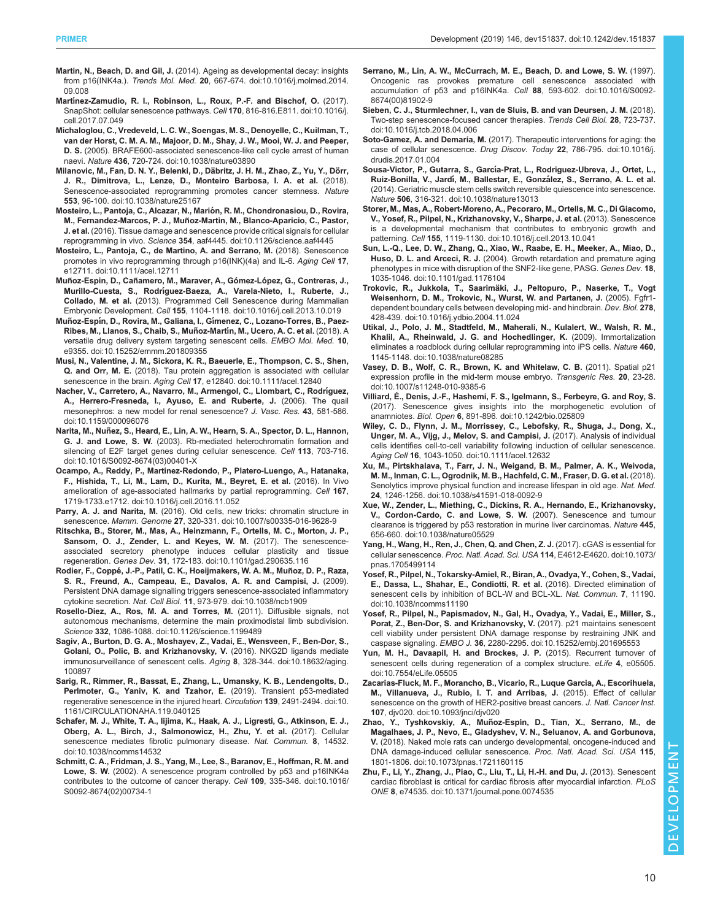**Martin, N., Beach, D. and Gil, J.** (2014). Ageing as developmental decay: insights from p16(INK4a.). *Trends Mol. Med.* **20**, 667-674. doi:10.1016/j.molmed.2014.09.008

**Martínez-Zamudio, R. I., Robinson, L., Roux, P.-F. and Bischof, O.** (2017). SnapShot: cellular senescence pathways. *Cell* **170**, 816-816.E811. doi:10.1016/j.cell.2017.07.049

**Michaloglou, C., Vredeveld, L. C. W., Soengas, M. S., Denoyelle, C., Kuilman, T., van der Horst, C. M. A. M., Majoor, D. M., Shay, J. W., Mooi, W. J. and Peeper, D. S.** (2005). BRAFE600-associated senescence-like cell cycle arrest of human naevi. *Nature* **436**, 720-724. doi:10.1038/nature03890

**Milanovic, M., Fan, D. N. Y., Belenki, D., Däbritz, J. H. M., Zhao, Z., Yu, Y., Dörr, J. R., Dimitrova, L., Lenze, D., Monteiro Barbosa, I. A. et al.** (2018). Senescence-associated reprogramming promotes cancer stemness. *Nature* **553**, 96-100. doi:10.1038/nature25167

**Mosteiro, L., Pantoja, C., Alcazar, N., Marión, R. M., Chondronasiou, D., Rovira, M., Fernandez-Marcos, P. J., Muñoz-Martin, M., Blanco-Aparicio, C., Pastor, J. et al.** (2016). Tissue damage and senescence provide critical signals for cellular reprogramming in vivo. *Science* **354**, aaf4445. doi:10.1126/science.aaf4445

**Mosteiro, L., Pantoja, C., de Martino, A. and Serrano, M.** (2018). Senescence promotes in vivo reprogramming through p16(INK)(4a) and IL-6. *Aging Cell* **17**, e12711. doi:10.1111/acel.12711

**Muñoz-Espin, D., Cañamero, M., Maraver, A., Gómez-López, G., Contreras, J., Murillo-Cuesta, S., Rodríguez-Baeza, A., Varela-Nieto, I., Ruberte, J., Collado, M. et al.** (2013). Programmed Cell Senescence during Mammalian Embryonic Development. *Cell* **155**, 1104-1118. doi:10.1016/j.cell.2013.10.019

**Muñoz-Espín, D., Rovira, M., Galiana, I., Gímenez, C., Lozano-Torres, B., Paez-Ribes, M., Llanos, S., Chaib, S., Muñoz-Martín, M., Ucero, A. C. et al.** (2018). A versatile drug delivery system targeting senescent cells. *EMBO Mol. Med.* **10**, e9355. doi:10.15252/emmm.201809355

**Musi, N., Valentine, J. M., Sickora, K. R., Baeuerle, E., Thompson, C. S., Shen, Q. and Orr, M. E.** (2018). Tau protein aggregation is associated with cellular senescence in the brain. *Aging Cell* **17**, e12840. doi:10.1111/acel.12840

**Nacher, V., Carretero, A., Navarro, M., Armengol, C., Llombart, C., Rodríguez, A., Herrero-Fresneda, I., Ayuso, E. and Ruberte, J.** (2006). The quail mesonephros: a new model for renal senescence? *J. Vasc. Res.* **43**, 581-586. doi:10.1159/000096076

**Narita, M., Nuñez, S., Heard, E., Lin, A. W., Hearn, S. A., Spector, D. L., Hannon, G. J. and Lowe, S. W.** (2003). Rb-mediated heterochromatin formation and silencing of E2F target genes during cellular senescence. *Cell* **113**, 703-716. doi:10.1016/S0092-8674(03)00401-X

**Ocampo, A., Reddy, P., Martinez-Redondo, P., Platero-Luengo, A., Hatanaka, F., Hishida, T., Li, M., Lam, D., Kurita, M., Beyret, E. et al.** (2016). In Vivo amelioration of age-associated hallmarks by partial reprogramming. *Cell* **167**, 1719-1733.e1712. doi:10.1016/j.cell.2016.11.052

**Parry, A. J. and Narita, M.** (2016). Old cells, new tricks: chromatin structure in senescence. *Mamm. Genome* **27**, 320-331. doi:10.1007/s00335-016-9628-9

**Ritschka, B., Storer, M., Mas, A., Heinzmann, F., Ortells, M. C., Morton, J. P., Sansom, O. J., Zender, L. and Keyes, W. M.** (2017). The senescence-associated secretory phenotype induces cellular plasticity and tissue regeneration. *Genes Dev.* **31**, 172-183. doi:10.1101/gad.290635.116

**Rodier, F., Coppé, J.-P., Patil, C. K., Hoeijmakers, W. A. M., Muñoz, D. P., Raza, S. R., Freund, A., Campeau, E., Davalos, A. R. and Campisi, J.** (2009). Persistent DNA damage signalling triggers senescence-associated inflammatory cytokine secretion. *Nat. Cell Biol.* **11**, 973-979. doi:10.1038/ncb1909

**Rosello-Diez, A., Ros, M. A. and Torres, M.** (2011). Diffusible signals, not autonomous mechanisms, determine the main proximodistal limb subdivision. *Science* **332**, 1086-1088. doi:10.1126/science.1199489

**Sagiv, A., Burton, D. G. A., Moshayev, Z., Vadai, E., Wensveen, F., Ben-Dor, S., Golani, O., Polic, B. and Krizhanovsky, V.** (2016). NKG2D ligands mediate immunosurveillance of senescent cells. *Aging* **8**, 328-344. doi:10.18632/aging.100897

**Sarig, R., Rimmer, R., Bassat, E., Zhang, L., Umansky, K. B., Lendengolts, D., Perlmoter, G., Yaniv, K. and Tzahor, E.** (2019). Transient p53-mediated regenerative senescence in the injured heart. *Circulation* **139**, 2491-2494. doi:10.1161/CIRCULATIONAHA.119.040125

**Schafer, M. J., White, T. A., Iijima, K., Haak, A. J., Ligresti, G., Atkinson, E. J., Oberg, A. L., Birch, J., Salmonowicz, H., Zhu, Y. et al.** (2017). Cellular senescence mediates fibrotic pulmonary disease. *Nat. Commun.* **8**, 14532. doi:10.1038/ncomms14532

**Schmitt, C. A., Fridman, J. S., Yang, M., Lee, S., Baranov, E., Hoffman, R. M. and Lowe, S. W.** (2002). A senescence program controlled by p53 and p16INK4a contributes to the outcome of cancer therapy. *Cell* **109**, 335-346. doi:10.1016/S0092-8674(02)00734-1

**Serrano, M., Lin, A. W., McCurrach, M. E., Beach, D. and Lowe, S. W.** (1997). Oncogenic ras provokes premature cell senescence associated with accumulation of p53 and p16INK4a. *Cell* **88**, 593-602. doi:10.1016/S0092-8674(00)81902-9

**Sieben, C. J., Sturmlechner, I., van de Sluis, B. and van Deursen, J. M.** (2018). Two-step senescence-focused cancer therapies. *Trends Cell Biol.* **28**, 723-737. doi:10.1016/j.tcb.2018.04.006

**Soto-Gamez, A. and Demaria, M.** (2017). Therapeutic interventions for aging: the case of cellular senescence. *Drug Discov. Today* **22**, 786-795. doi:10.1016/j.drudis.2017.01.004

**Sousa-Victor, P., Gutarra, S., García-Prat, L., Rodriguez-Ubreva, J., Ortet, L., Ruiz-Bonilla, V., Jardí, M., Ballestar, E., González, S., Serrano, A. L. et al.** (2014). Geriatric muscle stem cells switch reversible quiescence into senescence. *Nature* **506**, 316-321. doi:10.1038/nature13013

**Storer, M., Mas, A., Robert-Moreno, A., Pecoraro, M., Ortells, M. C., Di Giacomo, V., Yosef, R., Pilpel, N., Krizhanovsky, V., Sharpe, J. et al.** (2013). Senescence is a developmental mechanism that contributes to embryonic growth and patterning. *Cell* **155**, 1119-1130. doi:10.1016/j.cell.2013.10.041

**Sun, L.-Q., Lee, D. W., Zhang, Q., Xiao, W., Raabe, E. H., Meeker, A., Miao, D., Huso, D. L. and Arceci, R. J.** (2004). Growth retardation and premature aging phenotypes in mice with disruption of the SNF2-like gene, PASG. *Genes Dev.* **18**, 1035-1046. doi:10.1101/gad.1176104

**Trokovic, R., Jukkola, T., Saarimäki, J., Peltopuro, P., Naserke, T., Vogt Weisenhorn, D. M., Trokovic, N., Wurst, W. and Partanen, J.** (2005). Fgfr1-dependent boundary cells between developing mid- and hindbrain. *Dev. Biol.* **278**, 428-439. doi:10.1016/j.ydbio.2004.11.024

**Utikal, J., Polo, J. M., Stadtfeld, M., Maherali, N., Kulalert, W., Walsh, R. M., Khalil, A., Rheinwald, J. G. and Hochedlinger, K.** (2009). Immortalization eliminates a roadblock during cellular reprogramming into iPS cells. *Nature* **460**, 1145-1148. doi:10.1038/nature08285

**Vasey, D. B., Wolf, C. R., Brown, K. and Whitelaw, C. B.** (2011). Spatial p21 expression profile in the mid-term mouse embryo. *Transgenic Res.* **20**, 23-28. doi:10.1007/s11248-010-9385-6

**Villiard, É., Denis, J.-F., Hashemi, F. S., Igelmann, S., Ferbeyre, G. and Roy, S.** (2017). Senescence gives insights into the morphogenetic evolution of anamniotes. *Biol. Open* **6**, 891-896. doi:10.1242/bio.025809

**Wiley, C. D., Flynn, J. M., Morrissey, C., Lebofsky, R., Shuga, J., Dong, X., Unger, M. A., Vijg, J., Melov, S. and Campisi, J.** (2017). Analysis of individual cells identifies cell-to-cell variability following induction of cellular senescence. *Aging Cell* **16**, 1043-1050. doi:10.1111/acel.12632

**Xu, M., Pirtskhalava, T., Farr, J. N., Weigand, B. M., Palmer, A. K., Weivoda, M. M., Inman, C. L., Ogrodnik, M. B., Hachfeld, C. M., Fraser, D. G. et al.** (2018). Senolytics improve physical function and increase lifespan in old age. *Nat. Med.* **24**, 1246-1256. doi:10.1038/s41591-018-0092-9

**Xue, W., Zender, L., Miething, C., Dickins, R. A., Hernando, E., Krizhanovsky, V., Cordon-Cardo, C. and Lowe, S. W.** (2007). Senescence and tumour clearance is triggered by p53 restoration in murine liver carcinomas. *Nature* **445**, 656-660. doi:10.1038/nature05529

**Yang, H., Wang, H., Ren, J., Chen, Q. and Chen, Z. J.** (2017). cGAS is essential for cellular senescence. *Proc. Natl. Acad. Sci. USA* **114**, E4612-E4620. doi:10.1073/pnas.1705499114

**Yosef, R., Pilpel, N., Tokarsky-Amiel, R., Biran, A., Ovadya, Y., Cohen, S., Vadai, E., Dassa, L., Shahar, E., Condiotti, R. et al.** (2016). Directed elimination of senescent cells by inhibition of BCL-W and BCL-XL. *Nat. Commun.* **7**, 11190. doi:10.1038/ncomms11190

**Yosef, R., Pilpel, N., Papismadov, N., Gal, H., Ovadya, Y., Vadai, E., Miller, S., Porat, Z., Ben-Dor, S. and Krizhanovsky, V.** (2017). p21 maintains senescent cell viability under persistent DNA damage response by restraining JNK and caspase signaling. *EMBO J.* **36**, 2280-2295. doi:10.15252/embj.201695553

**Yun, M. H., Davaapil, H. and Brockes, J. P.** (2015). Recurrent turnover of senescent cells during regeneration of a complex structure. *eLife* **4**, e05505. doi:10.7554/eLife.05505

**Zacarias-Fluck, M. F., Morancho, B., Vicario, R., Luque Garcia, A., Escorihuela, M., Villanueva, J., Rubio, I. T. and Arribas, J.** (2015). Effect of cellular senescence on the growth of HER2-positive breast cancers. *J. Natl. Cancer Inst.* **107**, djv020. doi:10.1093/jnci/djv020

**Zhao, Y., Tyshkovskiy, A., Muñoz-Espín, D., Tian, X., Serrano, M., de Magalhaes, J. P., Nevo, E., Gladyshev, V. N., Seluanov, A. and Gorbunova, V.** (2018). Naked mole rats can undergo developmental, oncogene-induced and DNA damage-induced cellular senescence. *Proc. Natl. Acad. Sci. USA* **115**, 1801-1806. doi:10.1073/pnas.1721160115

**Zhu, F., Li, Y., Zhang, J., Piao, C., Liu, T., Li, H.-H. and Du, J.** (2013). Senescent cardiac fibroblast is critical for cardiac fibrosis after myocardial infarction. *PLoS ONE* **8**, e74535. doi:10.1371/journal.pone.0074535